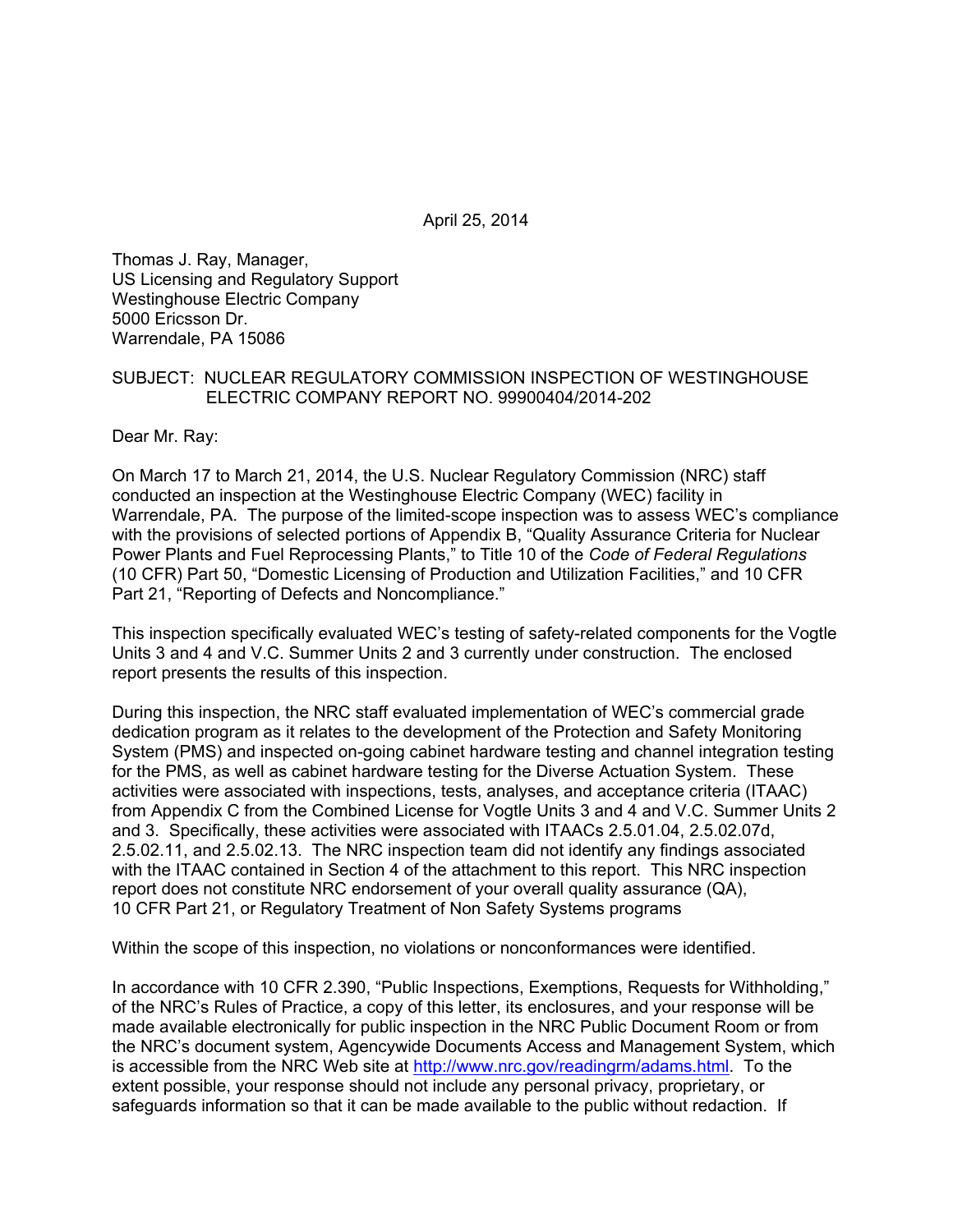April 25, 2014

Thomas J. Ray, Manager,
US Licensing and Regulatory Support
Westinghouse Electric Company
5000 Ericsson Dr.
Warrendale, PA 15086

SUBJECT: NUCLEAR REGULATORY COMMISSION INSPECTION OF WESTINGHOUSE ELECTRIC COMPANY REPORT NO. 99900404/2014-202

Dear Mr. Ray:

On March 17 to March 21, 2014, the U.S. Nuclear Regulatory Commission (NRC) staff conducted an inspection at the Westinghouse Electric Company (WEC) facility in Warrendale, PA. The purpose of the limited-scope inspection was to assess WEC's compliance with the provisions of selected portions of Appendix B, "Quality Assurance Criteria for Nuclear Power Plants and Fuel Reprocessing Plants," to Title 10 of the *Code of Federal Regulations* (10 CFR) Part 50, "Domestic Licensing of Production and Utilization Facilities," and 10 CFR Part 21, "Reporting of Defects and Noncompliance."

This inspection specifically evaluated WEC's testing of safety-related components for the Vogtle Units 3 and 4 and V.C. Summer Units 2 and 3 currently under construction. The enclosed report presents the results of this inspection.

During this inspection, the NRC staff evaluated implementation of WEC's commercial grade dedication program as it relates to the development of the Protection and Safety Monitoring System (PMS) and inspected on-going cabinet hardware testing and channel integration testing for the PMS, as well as cabinet hardware testing for the Diverse Actuation System. These activities were associated with inspections, tests, analyses, and acceptance criteria (ITAAC) from Appendix C from the Combined License for Vogtle Units 3 and 4 and V.C. Summer Units 2 and 3. Specifically, these activities were associated with ITAACs 2.5.01.04, 2.5.02.07d, 2.5.02.11, and 2.5.02.13. The NRC inspection team did not identify any findings associated with the ITAAC contained in Section 4 of the attachment to this report. This NRC inspection report does not constitute NRC endorsement of your overall quality assurance (QA), 10 CFR Part 21, or Regulatory Treatment of Non Safety Systems programs

Within the scope of this inspection, no violations or nonconformances were identified.

In accordance with 10 CFR 2.390, "Public Inspections, Exemptions, Requests for Withholding," of the NRC's Rules of Practice, a copy of this letter, its enclosures, and your response will be made available electronically for public inspection in the NRC Public Document Room or from the NRC's document system, Agencywide Documents Access and Management System, which is accessible from the NRC Web site at http://www.nrc.gov/readingrm/adams.html. To the extent possible, your response should not include any personal privacy, proprietary, or safeguards information so that it can be made available to the public without redaction. If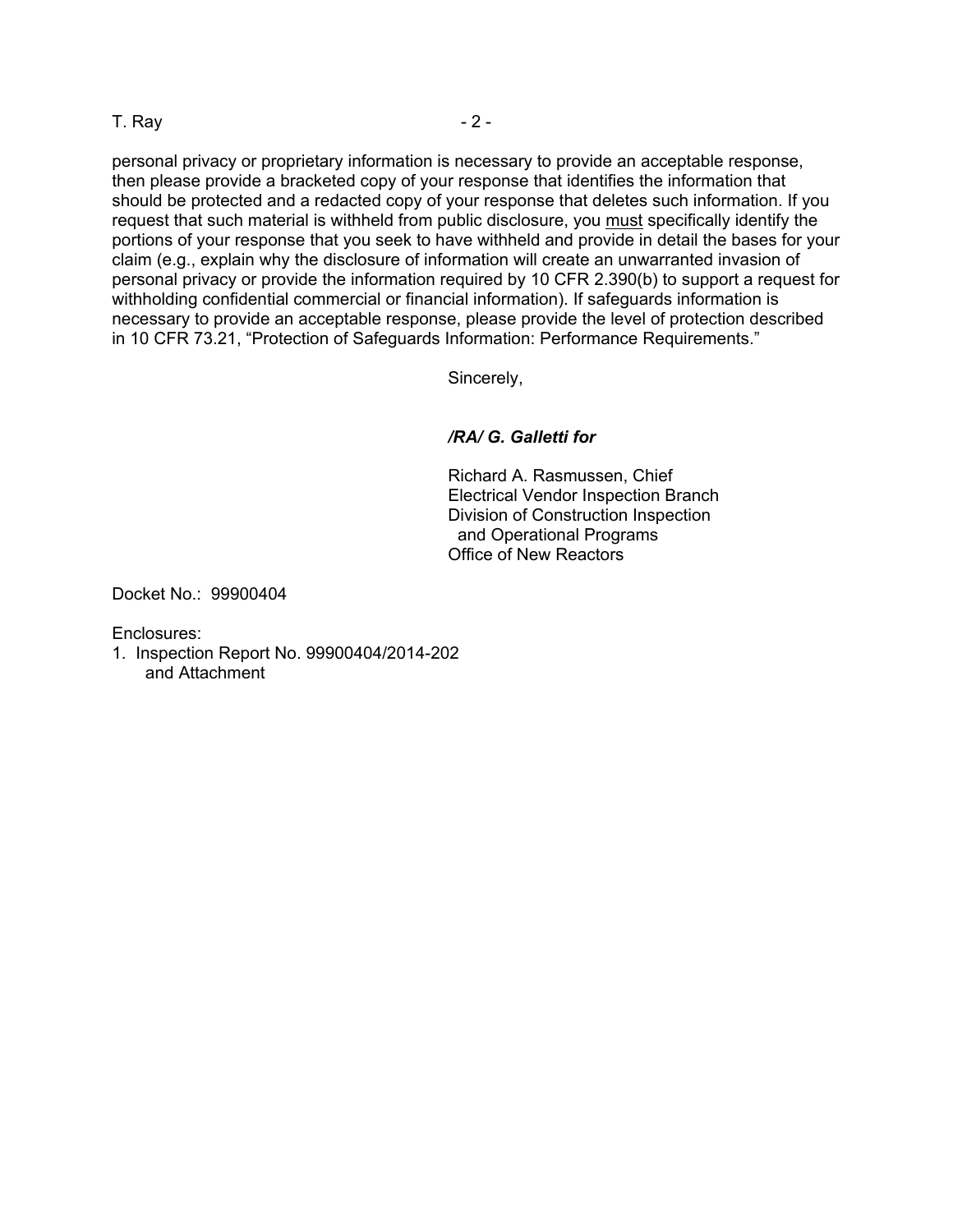personal privacy or proprietary information is necessary to provide an acceptable response, then please provide a bracketed copy of your response that identifies the information that should be protected and a redacted copy of your response that deletes such information. If you request that such material is withheld from public disclosure, you <u>must</u> specifically identify the portions of your response that you seek to have withheld and provide in detail the bases for your claim (e.g., explain why the disclosure of information will create an unwarranted invasion of personal privacy or provide the information required by 10 CFR 2.390(b) to support a request for withholding confidential commercial or financial information). If safeguards information is necessary to provide an acceptable response, please provide the level of protection described in 10 CFR 73.21, "Protection of Safeguards Information: Performance Requirements."

Sincerely,

***/RA/ G. Galletti for***

Richard A. Rasmussen, Chief
Electrical Vendor Inspection Branch
Division of Construction Inspection
and Operational Programs
Office of New Reactors

Docket No.: 99900404

Enclosures:
1. Inspection Report No. 99900404/2014-202
   and Attachment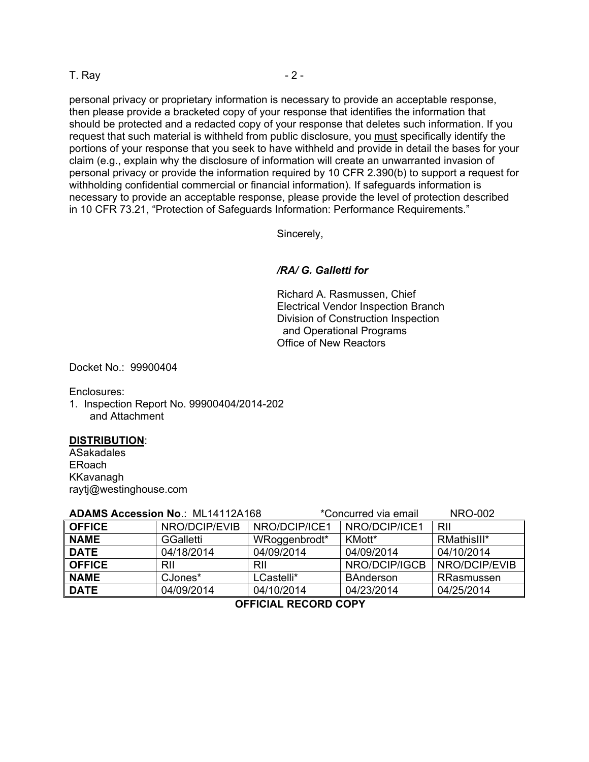personal privacy or proprietary information is necessary to provide an acceptable response, then please provide a bracketed copy of your response that identifies the information that should be protected and a redacted copy of your response that deletes such information. If you request that such material is withheld from public disclosure, you must specifically identify the portions of your response that you seek to have withheld and provide in detail the bases for your claim (e.g., explain why the disclosure of information will create an unwarranted invasion of personal privacy or provide the information required by 10 CFR 2.390(b) to support a request for withholding confidential commercial or financial information). If safeguards information is necessary to provide an acceptable response, please provide the level of protection described in 10 CFR 73.21, "Protection of Safeguards Information: Performance Requirements."

Sincerely,

***/RA/ G. Galletti for***

Richard A. Rasmussen, Chief
Electrical Vendor Inspection Branch
Division of Construction Inspection
and Operational Programs
Office of New Reactors

Docket No.: 99900404

Enclosures:
1. Inspection Report No. 99900404/2014-202
and Attachment

**DISTRIBUTION**:
ASakadales
ERoach
KKavanagh
raytj@westinghouse.com

**ADAMS Accession No**.: ML14112A168 *Concurred via email NRO-002

| **OFFICE** | NRO/DCIP/EVIB | NRO/DCIP/ICE1 | NRO/DCIP/ICE1 | RII |
|---|---|---|---|---|
| **NAME** | GGalletti | WRoggenbrodt* | KMott* | RMathisIII* |
| **DATE** | 04/18/2014 | 04/09/2014 | 04/09/2014 | 04/10/2014 |
| **OFFICE** | RII | RII | NRO/DCIP/IGCB | NRO/DCIP/EVIB |
| **NAME** | CJones* | LCastelli* | BAnderson | RRasmussen |
| **DATE** | 04/09/2014 | 04/10/2014 | 04/23/2014 | 04/25/2014 |

**OFFICIAL RECORD COPY**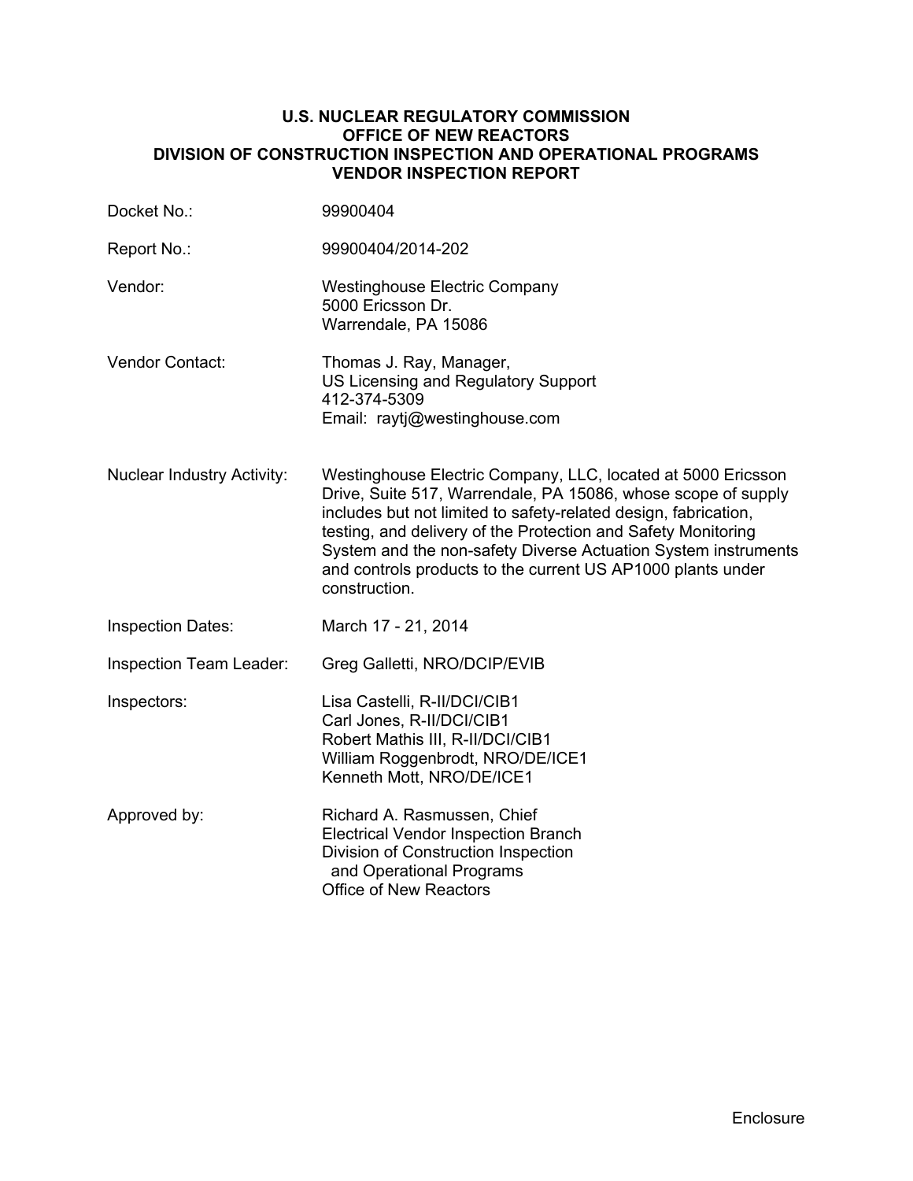**U.S. NUCLEAR REGULATORY COMMISSION**
**OFFICE OF NEW REACTORS**
**DIVISION OF CONSTRUCTION INSPECTION AND OPERATIONAL PROGRAMS**
**VENDOR INSPECTION REPORT**

| | |
|---|---|
| Docket No.: | 99900404 |
| Report No.: | 99900404/2014-202 |
| Vendor: | Westinghouse Electric Company<br>5000 Ericsson Dr.<br>Warrendale, PA 15086 |
| Vendor Contact: | Thomas J. Ray, Manager,<br>US Licensing and Regulatory Support<br>412-374-5309<br>Email: raytj@westinghouse.com |
| Nuclear Industry Activity: | Westinghouse Electric Company, LLC, located at 5000 Ericsson Drive, Suite 517, Warrendale, PA 15086, whose scope of supply includes but not limited to safety-related design, fabrication, testing, and delivery of the Protection and Safety Monitoring System and the non-safety Diverse Actuation System instruments and controls products to the current US AP1000 plants under construction. |
| Inspection Dates: | March 17 - 21, 2014 |
| Inspection Team Leader: | Greg Galletti, NRO/DCIP/EVIB |
| Inspectors: | Lisa Castelli, R-II/DCI/CIB1<br>Carl Jones, R-II/DCI/CIB1<br>Robert Mathis III, R-II/DCI/CIB1<br>William Roggenbrodt, NRO/DE/ICE1<br>Kenneth Mott, NRO/DE/ICE1 |
| Approved by: | Richard A. Rasmussen, Chief<br>Electrical Vendor Inspection Branch<br>Division of Construction Inspection and Operational Programs<br>Office of New Reactors |

Enclosure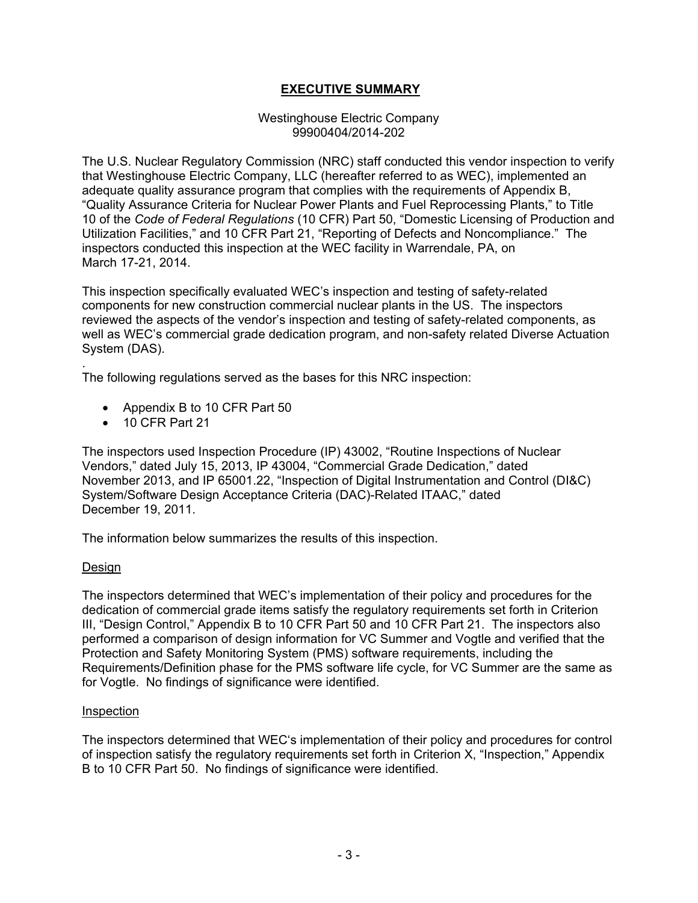# EXECUTIVE SUMMARY

Westinghouse Electric Company
99900404/2014-202

The U.S. Nuclear Regulatory Commission (NRC) staff conducted this vendor inspection to verify that Westinghouse Electric Company, LLC (hereafter referred to as WEC), implemented an adequate quality assurance program that complies with the requirements of Appendix B, "Quality Assurance Criteria for Nuclear Power Plants and Fuel Reprocessing Plants," to Title 10 of the *Code of Federal Regulations* (10 CFR) Part 50, "Domestic Licensing of Production and Utilization Facilities," and 10 CFR Part 21, "Reporting of Defects and Noncompliance." The inspectors conducted this inspection at the WEC facility in Warrendale, PA, on March 17-21, 2014.

This inspection specifically evaluated WEC's inspection and testing of safety-related components for new construction commercial nuclear plants in the US. The inspectors reviewed the aspects of the vendor's inspection and testing of safety-related components, as well as WEC's commercial grade dedication program, and non-safety related Diverse Actuation System (DAS).

.
The following regulations served as the bases for this NRC inspection:

- Appendix B to 10 CFR Part 50
- 10 CFR Part 21

The inspectors used Inspection Procedure (IP) 43002, "Routine Inspections of Nuclear Vendors," dated July 15, 2013, IP 43004, "Commercial Grade Dedication," dated November 2013, and IP 65001.22, "Inspection of Digital Instrumentation and Control (DI&C) System/Software Design Acceptance Criteria (DAC)-Related ITAAC," dated December 19, 2011.

The information below summarizes the results of this inspection.

## Design

The inspectors determined that WEC's implementation of their policy and procedures for the dedication of commercial grade items satisfy the regulatory requirements set forth in Criterion III, "Design Control," Appendix B to 10 CFR Part 50 and 10 CFR Part 21. The inspectors also performed a comparison of design information for VC Summer and Vogtle and verified that the Protection and Safety Monitoring System (PMS) software requirements, including the Requirements/Definition phase for the PMS software life cycle, for VC Summer are the same as for Vogtle. No findings of significance were identified.

## Inspection

The inspectors determined that WEC's implementation of their policy and procedures for control of inspection satisfy the regulatory requirements set forth in Criterion X, "Inspection," Appendix B to 10 CFR Part 50. No findings of significance were identified.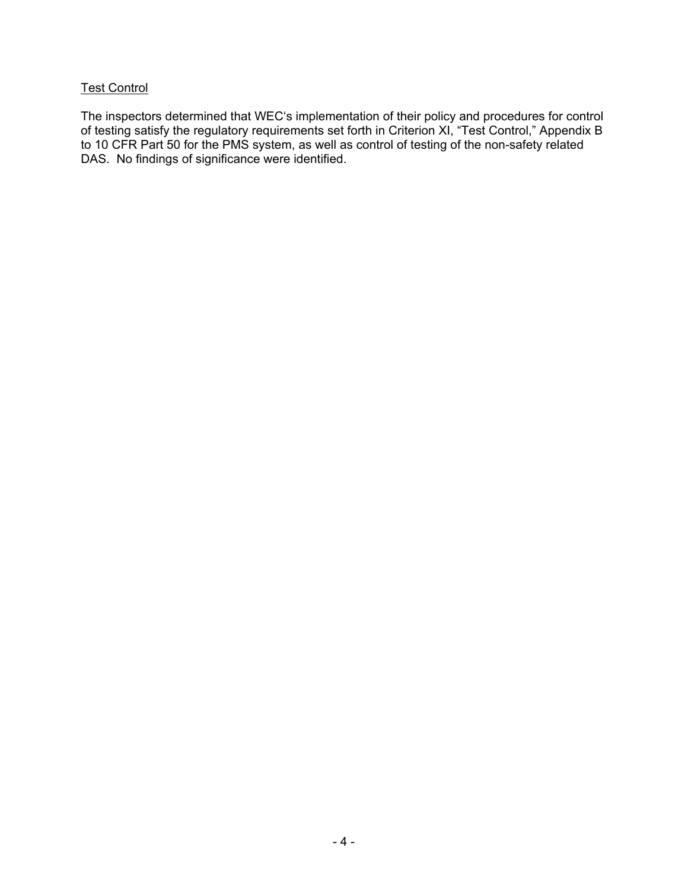Test Control

The inspectors determined that WEC's implementation of their policy and procedures for control of testing satisfy the regulatory requirements set forth in Criterion XI, "Test Control," Appendix B to 10 CFR Part 50 for the PMS system, as well as control of testing of the non-safety related DAS. No findings of significance were identified.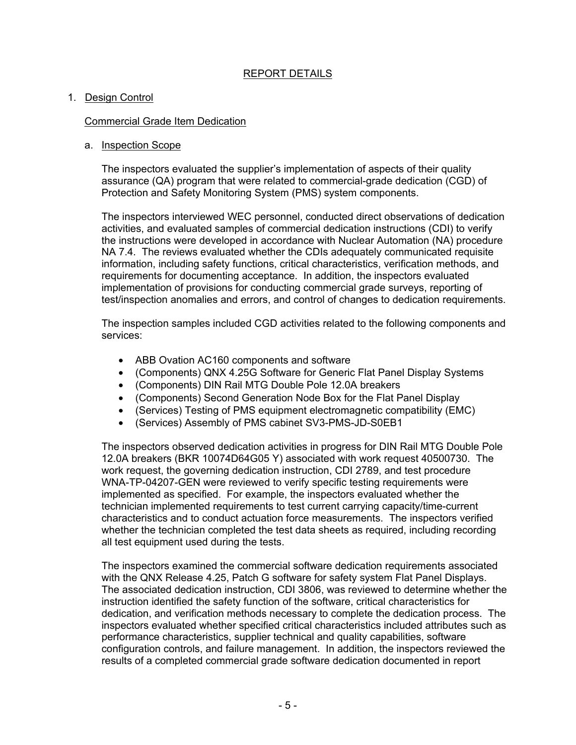## REPORT DETAILS

1. Design Control

   Commercial Grade Item Dedication

   a. Inspection Scope

   The inspectors evaluated the supplier's implementation of aspects of their quality assurance (QA) program that were related to commercial-grade dedication (CGD) of Protection and Safety Monitoring System (PMS) system components.

   The inspectors interviewed WEC personnel, conducted direct observations of dedication activities, and evaluated samples of commercial dedication instructions (CDI) to verify the instructions were developed in accordance with Nuclear Automation (NA) procedure NA 7.4. The reviews evaluated whether the CDIs adequately communicated requisite information, including safety functions, critical characteristics, verification methods, and requirements for documenting acceptance. In addition, the inspectors evaluated implementation of provisions for conducting commercial grade surveys, reporting of test/inspection anomalies and errors, and control of changes to dedication requirements.

   The inspection samples included CGD activities related to the following components and services:

   - ABB Ovation AC160 components and software
   - (Components) QNX 4.25G Software for Generic Flat Panel Display Systems
   - (Components) DIN Rail MTG Double Pole 12.0A breakers
   - (Components) Second Generation Node Box for the Flat Panel Display
   - (Services) Testing of PMS equipment electromagnetic compatibility (EMC)
   - (Services) Assembly of PMS cabinet SV3-PMS-JD-S0EB1

   The inspectors observed dedication activities in progress for DIN Rail MTG Double Pole 12.0A breakers (BKR 10074D64G05 Y) associated with work request 40500730. The work request, the governing dedication instruction, CDI 2789, and test procedure WNA-TP-04207-GEN were reviewed to verify specific testing requirements were implemented as specified. For example, the inspectors evaluated whether the technician implemented requirements to test current carrying capacity/time-current characteristics and to conduct actuation force measurements. The inspectors verified whether the technician completed the test data sheets as required, including recording all test equipment used during the tests.

   The inspectors examined the commercial software dedication requirements associated with the QNX Release 4.25, Patch G software for safety system Flat Panel Displays. The associated dedication instruction, CDI 3806, was reviewed to determine whether the instruction identified the safety function of the software, critical characteristics for dedication, and verification methods necessary to complete the dedication process. The inspectors evaluated whether specified critical characteristics included attributes such as performance characteristics, supplier technical and quality capabilities, software configuration controls, and failure management. In addition, the inspectors reviewed the results of a completed commercial grade software dedication documented in report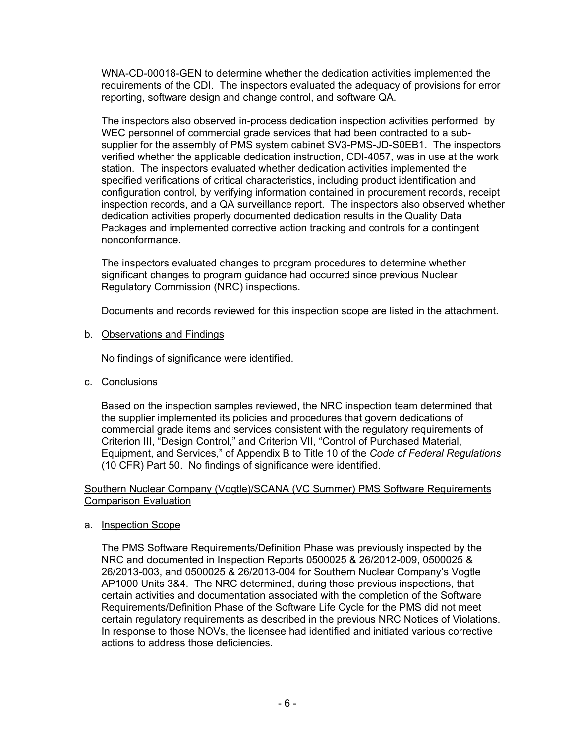WNA-CD-00018-GEN to determine whether the dedication activities implemented the requirements of the CDI. The inspectors evaluated the adequacy of provisions for error reporting, software design and change control, and software QA.

The inspectors also observed in-process dedication inspection activities performed by WEC personnel of commercial grade services that had been contracted to a sub-supplier for the assembly of PMS system cabinet SV3-PMS-JD-S0EB1. The inspectors verified whether the applicable dedication instruction, CDI-4057, was in use at the work station. The inspectors evaluated whether dedication activities implemented the specified verifications of critical characteristics, including product identification and configuration control, by verifying information contained in procurement records, receipt inspection records, and a QA surveillance report. The inspectors also observed whether dedication activities properly documented dedication results in the Quality Data Packages and implemented corrective action tracking and controls for a contingent nonconformance.

The inspectors evaluated changes to program procedures to determine whether significant changes to program guidance had occurred since previous Nuclear Regulatory Commission (NRC) inspections.

Documents and records reviewed for this inspection scope are listed in the attachment.

b. Observations and Findings

No findings of significance were identified.

c. Conclusions

Based on the inspection samples reviewed, the NRC inspection team determined that the supplier implemented its policies and procedures that govern dedications of commercial grade items and services consistent with the regulatory requirements of Criterion III, "Design Control," and Criterion VII, "Control of Purchased Material, Equipment, and Services," of Appendix B to Title 10 of the *Code of Federal Regulations* (10 CFR) Part 50. No findings of significance were identified.

Southern Nuclear Company (Vogtle)/SCANA (VC Summer) PMS Software Requirements Comparison Evaluation

a. Inspection Scope

The PMS Software Requirements/Definition Phase was previously inspected by the NRC and documented in Inspection Reports 0500025 & 26/2012-009, 0500025 & 26/2013-003, and 0500025 & 26/2013-004 for Southern Nuclear Company's Vogtle AP1000 Units 3&4. The NRC determined, during those previous inspections, that certain activities and documentation associated with the completion of the Software Requirements/Definition Phase of the Software Life Cycle for the PMS did not meet certain regulatory requirements as described in the previous NRC Notices of Violations. In response to those NOVs, the licensee had identified and initiated various corrective actions to address those deficiencies.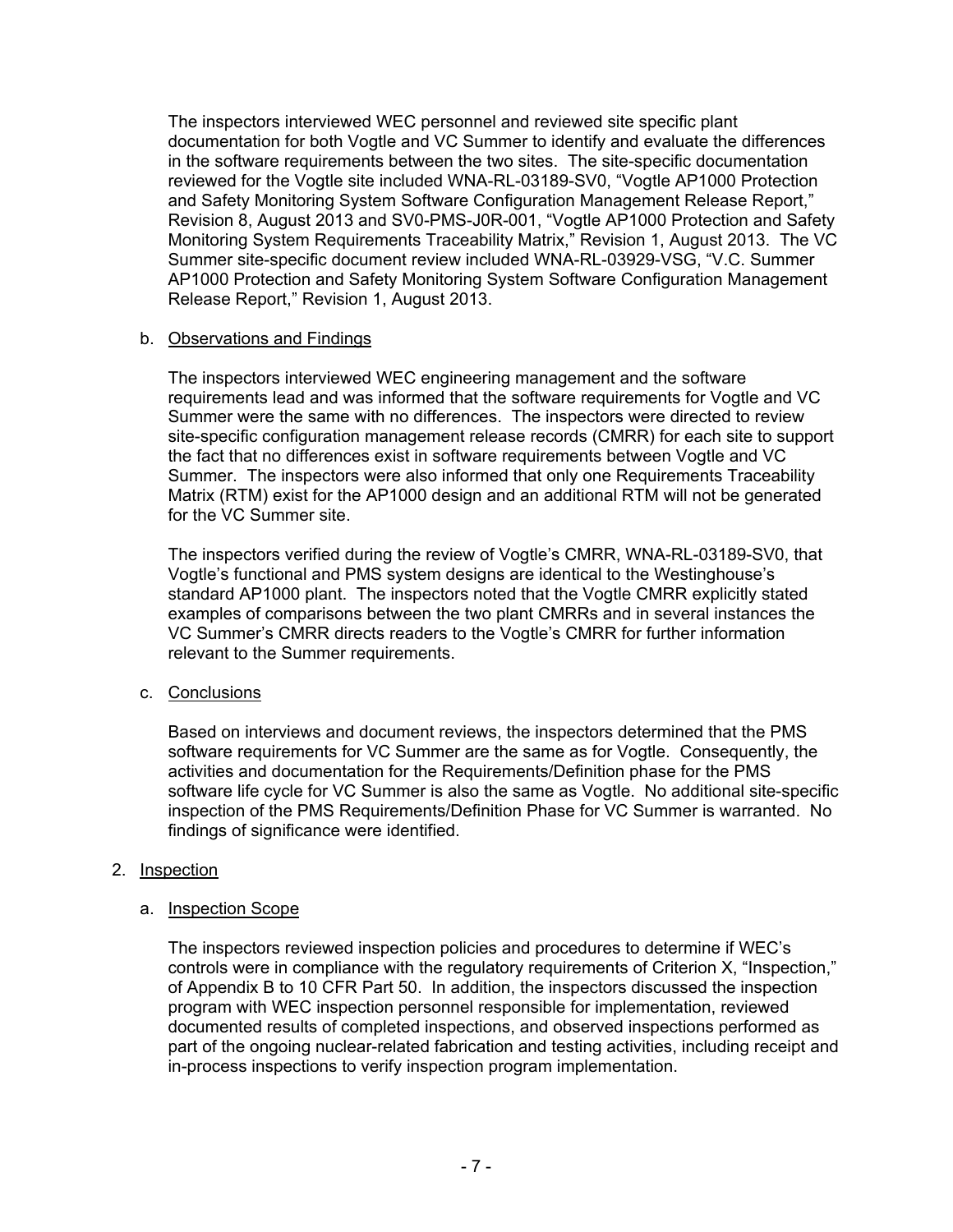The inspectors interviewed WEC personnel and reviewed site specific plant documentation for both Vogtle and VC Summer to identify and evaluate the differences in the software requirements between the two sites. The site-specific documentation reviewed for the Vogtle site included WNA-RL-03189-SV0, "Vogtle AP1000 Protection and Safety Monitoring System Software Configuration Management Release Report," Revision 8, August 2013 and SV0-PMS-J0R-001, "Vogtle AP1000 Protection and Safety Monitoring System Requirements Traceability Matrix," Revision 1, August 2013. The VC Summer site-specific document review included WNA-RL-03929-VSG, "V.C. Summer AP1000 Protection and Safety Monitoring System Software Configuration Management Release Report," Revision 1, August 2013.

b. Observations and Findings

The inspectors interviewed WEC engineering management and the software requirements lead and was informed that the software requirements for Vogtle and VC Summer were the same with no differences. The inspectors were directed to review site-specific configuration management release records (CMRR) for each site to support the fact that no differences exist in software requirements between Vogtle and VC Summer. The inspectors were also informed that only one Requirements Traceability Matrix (RTM) exist for the AP1000 design and an additional RTM will not be generated for the VC Summer site.

The inspectors verified during the review of Vogtle's CMRR, WNA-RL-03189-SV0, that Vogtle's functional and PMS system designs are identical to the Westinghouse's standard AP1000 plant. The inspectors noted that the Vogtle CMRR explicitly stated examples of comparisons between the two plant CMRRs and in several instances the VC Summer's CMRR directs readers to the Vogtle's CMRR for further information relevant to the Summer requirements.

c. Conclusions

Based on interviews and document reviews, the inspectors determined that the PMS software requirements for VC Summer are the same as for Vogtle. Consequently, the activities and documentation for the Requirements/Definition phase for the PMS software life cycle for VC Summer is also the same as Vogtle. No additional site-specific inspection of the PMS Requirements/Definition Phase for VC Summer is warranted. No findings of significance were identified.

2. Inspection

a. Inspection Scope

The inspectors reviewed inspection policies and procedures to determine if WEC's controls were in compliance with the regulatory requirements of Criterion X, "Inspection," of Appendix B to 10 CFR Part 50. In addition, the inspectors discussed the inspection program with WEC inspection personnel responsible for implementation, reviewed documented results of completed inspections, and observed inspections performed as part of the ongoing nuclear-related fabrication and testing activities, including receipt and in-process inspections to verify inspection program implementation.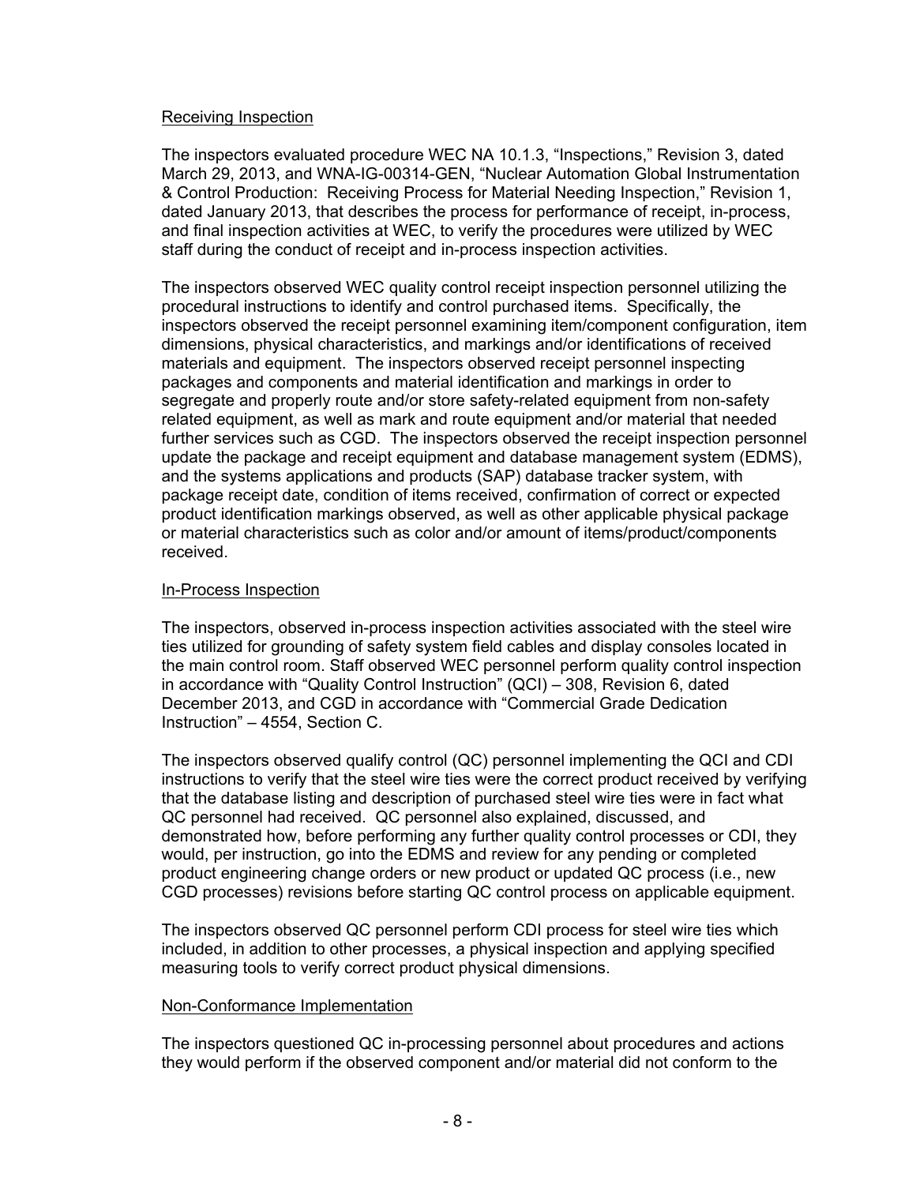Receiving Inspection

The inspectors evaluated procedure WEC NA 10.1.3, "Inspections," Revision 3, dated March 29, 2013, and WNA-IG-00314-GEN, "Nuclear Automation Global Instrumentation & Control Production: Receiving Process for Material Needing Inspection," Revision 1, dated January 2013, that describes the process for performance of receipt, in-process, and final inspection activities at WEC, to verify the procedures were utilized by WEC staff during the conduct of receipt and in-process inspection activities.

The inspectors observed WEC quality control receipt inspection personnel utilizing the procedural instructions to identify and control purchased items. Specifically, the inspectors observed the receipt personnel examining item/component configuration, item dimensions, physical characteristics, and markings and/or identifications of received materials and equipment. The inspectors observed receipt personnel inspecting packages and components and material identification and markings in order to segregate and properly route and/or store safety-related equipment from non-safety related equipment, as well as mark and route equipment and/or material that needed further services such as CGD. The inspectors observed the receipt inspection personnel update the package and receipt equipment and database management system (EDMS), and the systems applications and products (SAP) database tracker system, with package receipt date, condition of items received, confirmation of correct or expected product identification markings observed, as well as other applicable physical package or material characteristics such as color and/or amount of items/product/components received.

In-Process Inspection

The inspectors, observed in-process inspection activities associated with the steel wire ties utilized for grounding of safety system field cables and display consoles located in the main control room. Staff observed WEC personnel perform quality control inspection in accordance with "Quality Control Instruction" (QCI) – 308, Revision 6, dated December 2013, and CGD in accordance with "Commercial Grade Dedication Instruction" – 4554, Section C.

The inspectors observed qualify control (QC) personnel implementing the QCI and CDI instructions to verify that the steel wire ties were the correct product received by verifying that the database listing and description of purchased steel wire ties were in fact what QC personnel had received. QC personnel also explained, discussed, and demonstrated how, before performing any further quality control processes or CDI, they would, per instruction, go into the EDMS and review for any pending or completed product engineering change orders or new product or updated QC process (i.e., new CGD processes) revisions before starting QC control process on applicable equipment.

The inspectors observed QC personnel perform CDI process for steel wire ties which included, in addition to other processes, a physical inspection and applying specified measuring tools to verify correct product physical dimensions.

Non-Conformance Implementation

The inspectors questioned QC in-processing personnel about procedures and actions they would perform if the observed component and/or material did not conform to the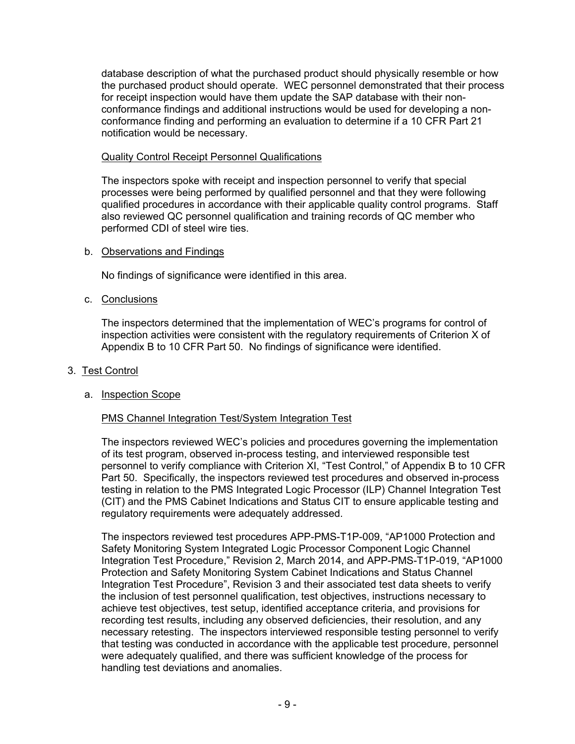database description of what the purchased product should physically resemble or how the purchased product should operate. WEC personnel demonstrated that their process for receipt inspection would have them update the SAP database with their non-conformance findings and additional instructions would be used for developing a non-conformance finding and performing an evaluation to determine if a 10 CFR Part 21 notification would be necessary.

Quality Control Receipt Personnel Qualifications

The inspectors spoke with receipt and inspection personnel to verify that special processes were being performed by qualified personnel and that they were following qualified procedures in accordance with their applicable quality control programs. Staff also reviewed QC personnel qualification and training records of QC member who performed CDI of steel wire ties.

b. Observations and Findings

No findings of significance were identified in this area.

c. Conclusions

The inspectors determined that the implementation of WEC's programs for control of inspection activities were consistent with the regulatory requirements of Criterion X of Appendix B to 10 CFR Part 50. No findings of significance were identified.

3. Test Control

a. Inspection Scope

PMS Channel Integration Test/System Integration Test

The inspectors reviewed WEC's policies and procedures governing the implementation of its test program, observed in-process testing, and interviewed responsible test personnel to verify compliance with Criterion XI, "Test Control," of Appendix B to 10 CFR Part 50. Specifically, the inspectors reviewed test procedures and observed in-process testing in relation to the PMS Integrated Logic Processor (ILP) Channel Integration Test (CIT) and the PMS Cabinet Indications and Status CIT to ensure applicable testing and regulatory requirements were adequately addressed.

The inspectors reviewed test procedures APP-PMS-T1P-009, "AP1000 Protection and Safety Monitoring System Integrated Logic Processor Component Logic Channel Integration Test Procedure," Revision 2, March 2014, and APP-PMS-T1P-019, "AP1000 Protection and Safety Monitoring System Cabinet Indications and Status Channel Integration Test Procedure", Revision 3 and their associated test data sheets to verify the inclusion of test personnel qualification, test objectives, instructions necessary to achieve test objectives, test setup, identified acceptance criteria, and provisions for recording test results, including any observed deficiencies, their resolution, and any necessary retesting. The inspectors interviewed responsible testing personnel to verify that testing was conducted in accordance with the applicable test procedure, personnel were adequately qualified, and there was sufficient knowledge of the process for handling test deviations and anomalies.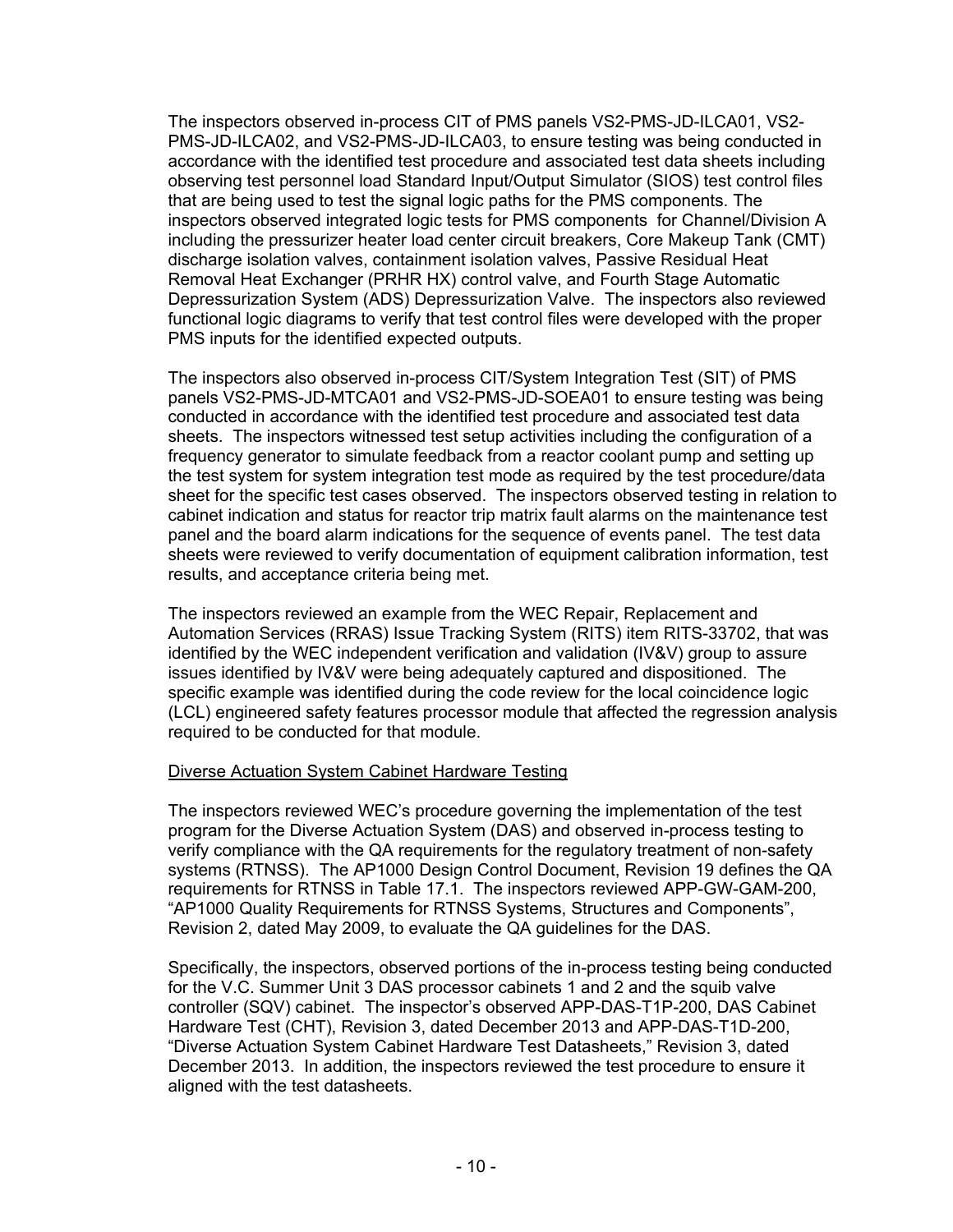The inspectors observed in-process CIT of PMS panels VS2-PMS-JD-ILCA01, VS2-PMS-JD-ILCA02, and VS2-PMS-JD-ILCA03, to ensure testing was being conducted in accordance with the identified test procedure and associated test data sheets including observing test personnel load Standard Input/Output Simulator (SIOS) test control files that are being used to test the signal logic paths for the PMS components. The inspectors observed integrated logic tests for PMS components for Channel/Division A including the pressurizer heater load center circuit breakers, Core Makeup Tank (CMT) discharge isolation valves, containment isolation valves, Passive Residual Heat Removal Heat Exchanger (PRHR HX) control valve, and Fourth Stage Automatic Depressurization System (ADS) Depressurization Valve. The inspectors also reviewed functional logic diagrams to verify that test control files were developed with the proper PMS inputs for the identified expected outputs.

The inspectors also observed in-process CIT/System Integration Test (SIT) of PMS panels VS2-PMS-JD-MTCA01 and VS2-PMS-JD-SOEA01 to ensure testing was being conducted in accordance with the identified test procedure and associated test data sheets. The inspectors witnessed test setup activities including the configuration of a frequency generator to simulate feedback from a reactor coolant pump and setting up the test system for system integration test mode as required by the test procedure/data sheet for the specific test cases observed. The inspectors observed testing in relation to cabinet indication and status for reactor trip matrix fault alarms on the maintenance test panel and the board alarm indications for the sequence of events panel. The test data sheets were reviewed to verify documentation of equipment calibration information, test results, and acceptance criteria being met.

The inspectors reviewed an example from the WEC Repair, Replacement and Automation Services (RRAS) Issue Tracking System (RITS) item RITS-33702, that was identified by the WEC independent verification and validation (IV&V) group to assure issues identified by IV&V were being adequately captured and dispositioned. The specific example was identified during the code review for the local coincidence logic (LCL) engineered safety features processor module that affected the regression analysis required to be conducted for that module.

Diverse Actuation System Cabinet Hardware Testing

The inspectors reviewed WEC's procedure governing the implementation of the test program for the Diverse Actuation System (DAS) and observed in-process testing to verify compliance with the QA requirements for the regulatory treatment of non-safety systems (RTNSS). The AP1000 Design Control Document, Revision 19 defines the QA requirements for RTNSS in Table 17.1. The inspectors reviewed APP-GW-GAM-200, "AP1000 Quality Requirements for RTNSS Systems, Structures and Components", Revision 2, dated May 2009, to evaluate the QA guidelines for the DAS.

Specifically, the inspectors, observed portions of the in-process testing being conducted for the V.C. Summer Unit 3 DAS processor cabinets 1 and 2 and the squib valve controller (SQV) cabinet. The inspector's observed APP-DAS-T1P-200, DAS Cabinet Hardware Test (CHT), Revision 3, dated December 2013 and APP-DAS-T1D-200, "Diverse Actuation System Cabinet Hardware Test Datasheets," Revision 3, dated December 2013. In addition, the inspectors reviewed the test procedure to ensure it aligned with the test datasheets.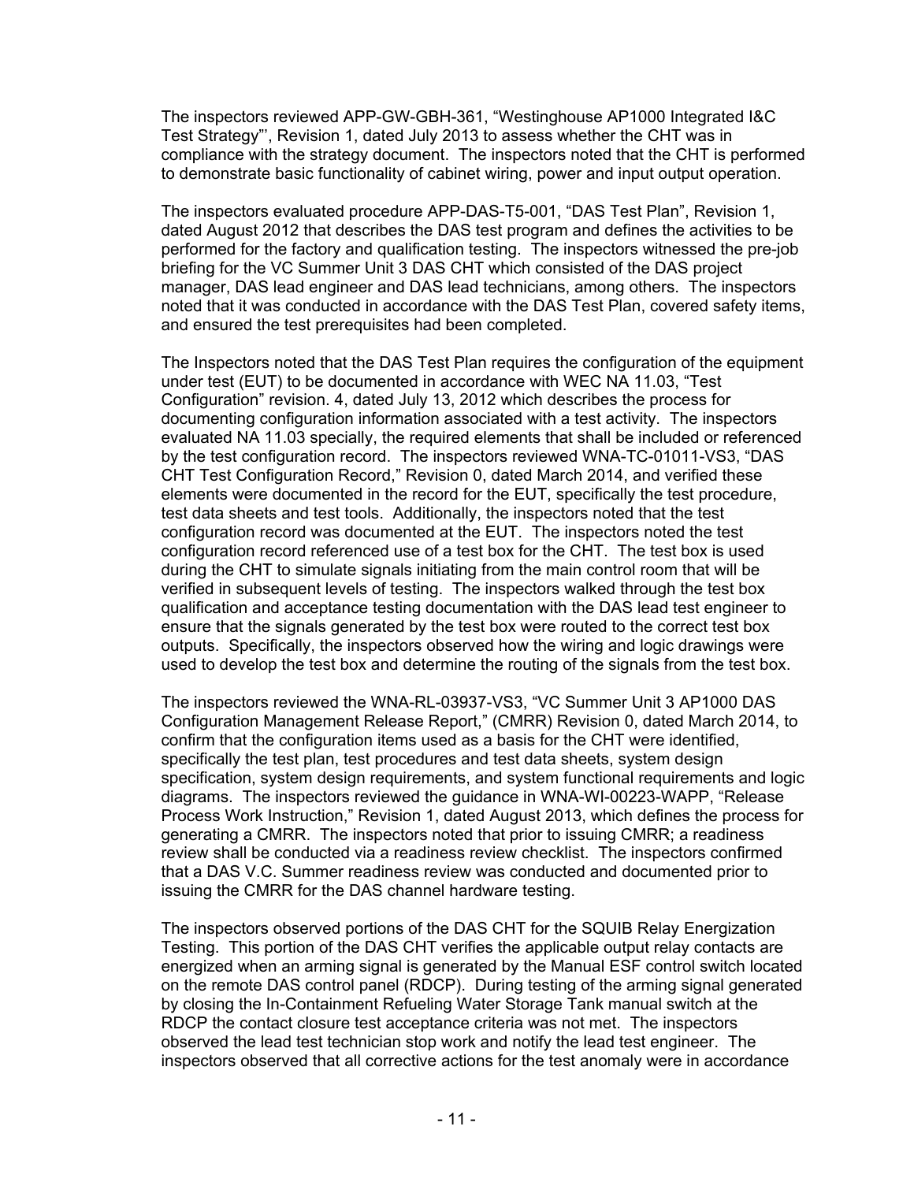The inspectors reviewed APP-GW-GBH-361, "Westinghouse AP1000 Integrated I&C Test Strategy"', Revision 1, dated July 2013 to assess whether the CHT was in compliance with the strategy document. The inspectors noted that the CHT is performed to demonstrate basic functionality of cabinet wiring, power and input output operation.

The inspectors evaluated procedure APP-DAS-T5-001, "DAS Test Plan", Revision 1, dated August 2012 that describes the DAS test program and defines the activities to be performed for the factory and qualification testing. The inspectors witnessed the pre-job briefing for the VC Summer Unit 3 DAS CHT which consisted of the DAS project manager, DAS lead engineer and DAS lead technicians, among others. The inspectors noted that it was conducted in accordance with the DAS Test Plan, covered safety items, and ensured the test prerequisites had been completed.

The Inspectors noted that the DAS Test Plan requires the configuration of the equipment under test (EUT) to be documented in accordance with WEC NA 11.03, "Test Configuration" revision. 4, dated July 13, 2012 which describes the process for documenting configuration information associated with a test activity. The inspectors evaluated NA 11.03 specially, the required elements that shall be included or referenced by the test configuration record. The inspectors reviewed WNA-TC-01011-VS3, "DAS CHT Test Configuration Record," Revision 0, dated March 2014, and verified these elements were documented in the record for the EUT, specifically the test procedure, test data sheets and test tools. Additionally, the inspectors noted that the test configuration record was documented at the EUT. The inspectors noted the test configuration record referenced use of a test box for the CHT. The test box is used during the CHT to simulate signals initiating from the main control room that will be verified in subsequent levels of testing. The inspectors walked through the test box qualification and acceptance testing documentation with the DAS lead test engineer to ensure that the signals generated by the test box were routed to the correct test box outputs. Specifically, the inspectors observed how the wiring and logic drawings were used to develop the test box and determine the routing of the signals from the test box.

The inspectors reviewed the WNA-RL-03937-VS3, "VC Summer Unit 3 AP1000 DAS Configuration Management Release Report," (CMRR) Revision 0, dated March 2014, to confirm that the configuration items used as a basis for the CHT were identified, specifically the test plan, test procedures and test data sheets, system design specification, system design requirements, and system functional requirements and logic diagrams. The inspectors reviewed the guidance in WNA-WI-00223-WAPP, "Release Process Work Instruction," Revision 1, dated August 2013, which defines the process for generating a CMRR. The inspectors noted that prior to issuing CMRR; a readiness review shall be conducted via a readiness review checklist. The inspectors confirmed that a DAS V.C. Summer readiness review was conducted and documented prior to issuing the CMRR for the DAS channel hardware testing.

The inspectors observed portions of the DAS CHT for the SQUIB Relay Energization Testing. This portion of the DAS CHT verifies the applicable output relay contacts are energized when an arming signal is generated by the Manual ESF control switch located on the remote DAS control panel (RDCP). During testing of the arming signal generated by closing the In-Containment Refueling Water Storage Tank manual switch at the RDCP the contact closure test acceptance criteria was not met. The inspectors observed the lead test technician stop work and notify the lead test engineer. The inspectors observed that all corrective actions for the test anomaly were in accordance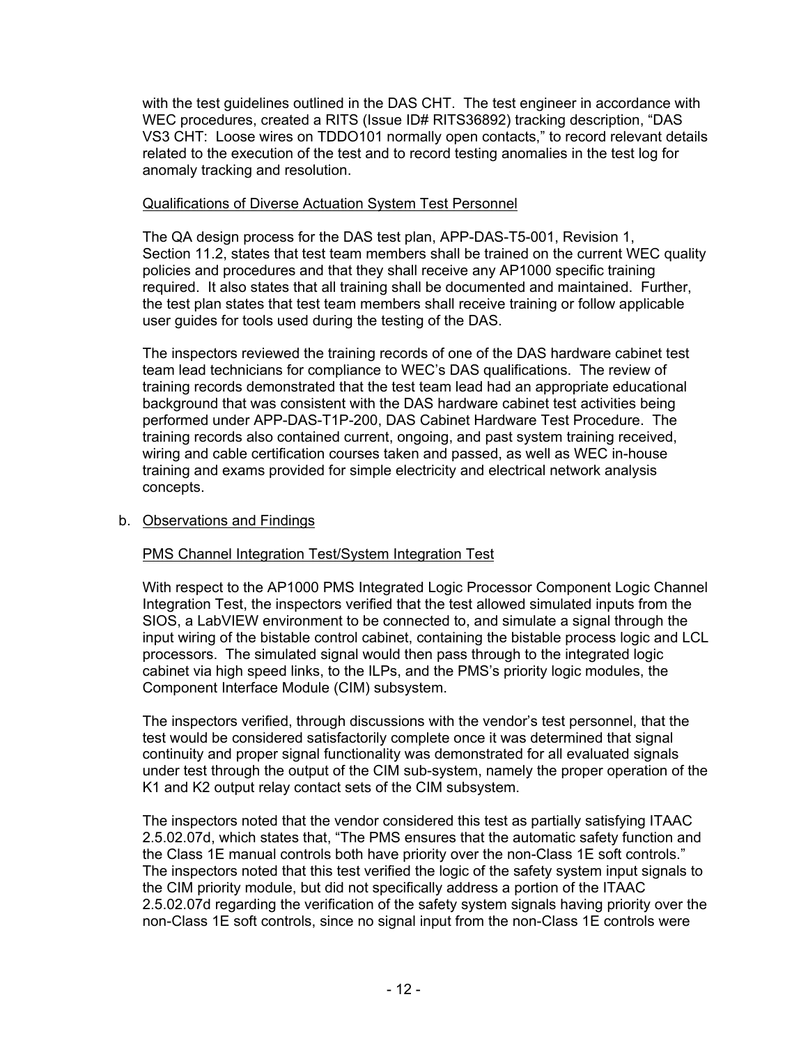with the test guidelines outlined in the DAS CHT. The test engineer in accordance with WEC procedures, created a RITS (Issue ID# RITS36892) tracking description, "DAS VS3 CHT: Loose wires on TDDO101 normally open contacts," to record relevant details related to the execution of the test and to record testing anomalies in the test log for anomaly tracking and resolution.

Qualifications of Diverse Actuation System Test Personnel

The QA design process for the DAS test plan, APP-DAS-T5-001, Revision 1, Section 11.2, states that test team members shall be trained on the current WEC quality policies and procedures and that they shall receive any AP1000 specific training required. It also states that all training shall be documented and maintained. Further, the test plan states that test team members shall receive training or follow applicable user guides for tools used during the testing of the DAS.

The inspectors reviewed the training records of one of the DAS hardware cabinet test team lead technicians for compliance to WEC's DAS qualifications. The review of training records demonstrated that the test team lead had an appropriate educational background that was consistent with the DAS hardware cabinet test activities being performed under APP-DAS-T1P-200, DAS Cabinet Hardware Test Procedure. The training records also contained current, ongoing, and past system training received, wiring and cable certification courses taken and passed, as well as WEC in-house training and exams provided for simple electricity and electrical network analysis concepts.

b. Observations and Findings

PMS Channel Integration Test/System Integration Test

With respect to the AP1000 PMS Integrated Logic Processor Component Logic Channel Integration Test, the inspectors verified that the test allowed simulated inputs from the SIOS, a LabVIEW environment to be connected to, and simulate a signal through the input wiring of the bistable control cabinet, containing the bistable process logic and LCL processors. The simulated signal would then pass through to the integrated logic cabinet via high speed links, to the ILPs, and the PMS's priority logic modules, the Component Interface Module (CIM) subsystem.

The inspectors verified, through discussions with the vendor's test personnel, that the test would be considered satisfactorily complete once it was determined that signal continuity and proper signal functionality was demonstrated for all evaluated signals under test through the output of the CIM sub-system, namely the proper operation of the K1 and K2 output relay contact sets of the CIM subsystem.

The inspectors noted that the vendor considered this test as partially satisfying ITAAC 2.5.02.07d, which states that, "The PMS ensures that the automatic safety function and the Class 1E manual controls both have priority over the non-Class 1E soft controls." The inspectors noted that this test verified the logic of the safety system input signals to the CIM priority module, but did not specifically address a portion of the ITAAC 2.5.02.07d regarding the verification of the safety system signals having priority over the non-Class 1E soft controls, since no signal input from the non-Class 1E controls were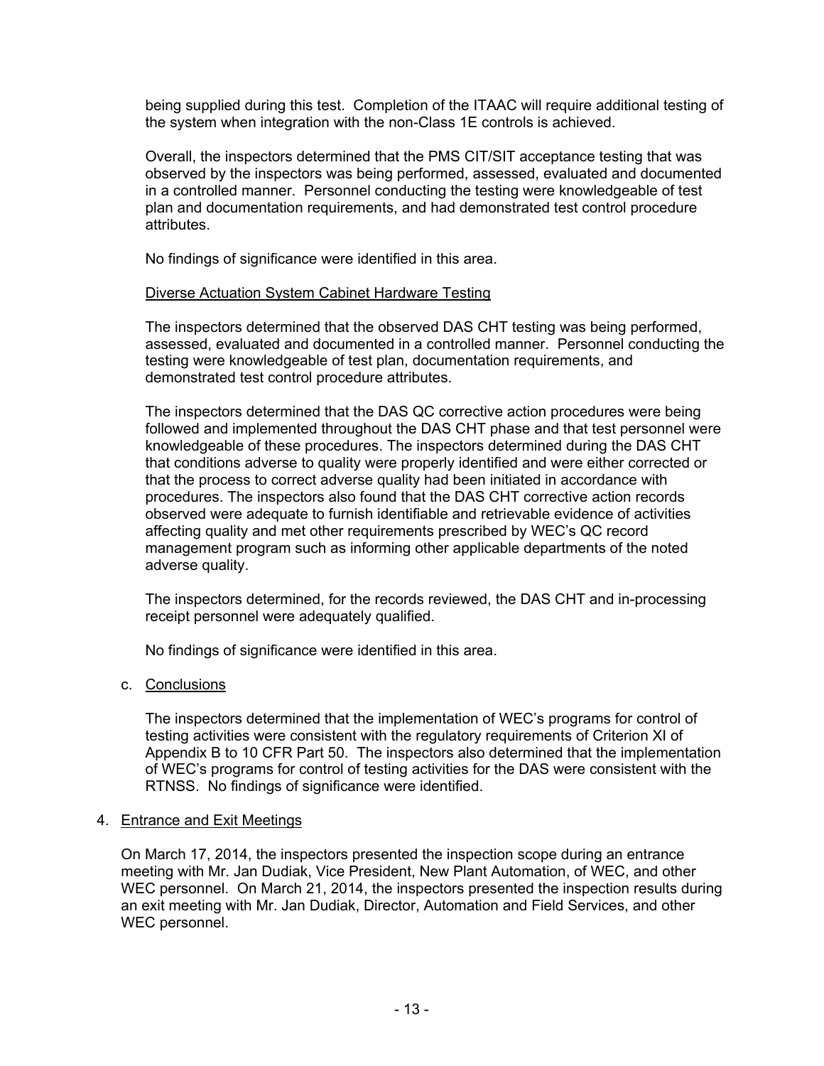being supplied during this test. Completion of the ITAAC will require additional testing of the system when integration with the non-Class 1E controls is achieved.

Overall, the inspectors determined that the PMS CIT/SIT acceptance testing that was observed by the inspectors was being performed, assessed, evaluated and documented in a controlled manner. Personnel conducting the testing were knowledgeable of test plan and documentation requirements, and had demonstrated test control procedure attributes.

No findings of significance were identified in this area.

Diverse Actuation System Cabinet Hardware Testing

The inspectors determined that the observed DAS CHT testing was being performed, assessed, evaluated and documented in a controlled manner. Personnel conducting the testing were knowledgeable of test plan, documentation requirements, and demonstrated test control procedure attributes.

The inspectors determined that the DAS QC corrective action procedures were being followed and implemented throughout the DAS CHT phase and that test personnel were knowledgeable of these procedures. The inspectors determined during the DAS CHT that conditions adverse to quality were properly identified and were either corrected or that the process to correct adverse quality had been initiated in accordance with procedures. The inspectors also found that the DAS CHT corrective action records observed were adequate to furnish identifiable and retrievable evidence of activities affecting quality and met other requirements prescribed by WEC's QC record management program such as informing other applicable departments of the noted adverse quality.

The inspectors determined, for the records reviewed, the DAS CHT and in-processing receipt personnel were adequately qualified.

No findings of significance were identified in this area.

c. Conclusions

The inspectors determined that the implementation of WEC's programs for control of testing activities were consistent with the regulatory requirements of Criterion XI of Appendix B to 10 CFR Part 50. The inspectors also determined that the implementation of WEC's programs for control of testing activities for the DAS were consistent with the RTNSS. No findings of significance were identified.

4. Entrance and Exit Meetings

On March 17, 2014, the inspectors presented the inspection scope during an entrance meeting with Mr. Jan Dudiak, Vice President, New Plant Automation, of WEC, and other WEC personnel. On March 21, 2014, the inspectors presented the inspection results during an exit meeting with Mr. Jan Dudiak, Director, Automation and Field Services, and other WEC personnel.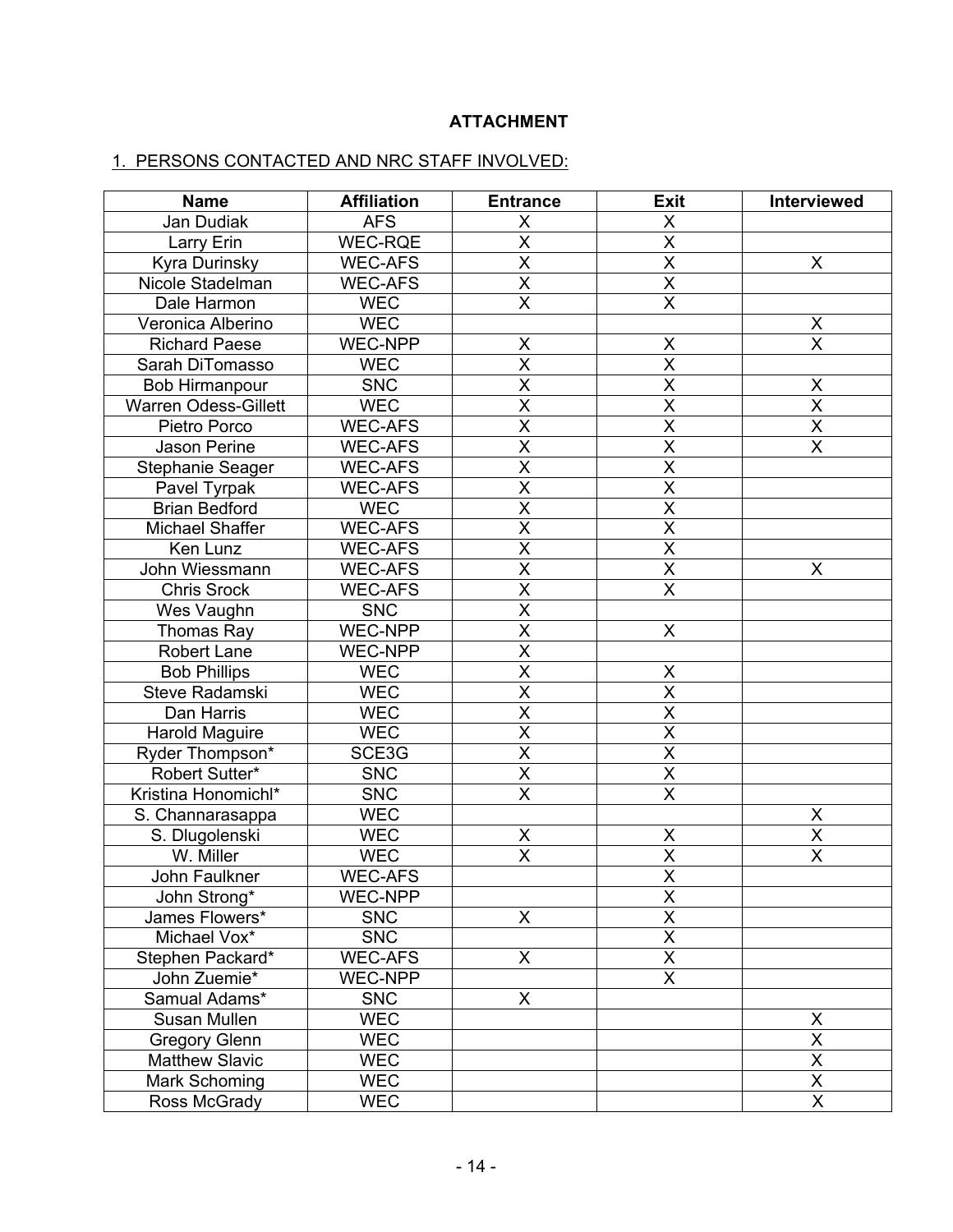**ATTACHMENT**

1. PERSONS CONTACTED AND NRC STAFF INVOLVED:

| Name | Affiliation | Entrance | Exit | Interviewed |
|---|---|---|---|---|
| Jan Dudiak | AFS | X | X | |
| Larry Erin | WEC-RQE | X | X | |
| Kyra Durinsky | WEC-AFS | X | X | X |
| Nicole Stadelman | WEC-AFS | X | X | |
| Dale Harmon | WEC | X | X | |
| Veronica Alberino | WEC | | | X |
| Richard Paese | WEC-NPP | X | X | X |
| Sarah DiTomasso | WEC | X | X | |
| Bob Hirmanpour | SNC | X | X | X |
| Warren Odess-Gillett | WEC | X | X | X |
| Pietro Porco | WEC-AFS | X | X | X |
| Jason Perine | WEC-AFS | X | X | X |
| Stephanie Seager | WEC-AFS | X | X | |
| Pavel Tyrpak | WEC-AFS | X | X | |
| Brian Bedford | WEC | X | X | |
| Michael Shaffer | WEC-AFS | X | X | |
| Ken Lunz | WEC-AFS | X | X | |
| John Wiessmann | WEC-AFS | X | X | X |
| Chris Srock | WEC-AFS | X | X | |
| Wes Vaughn | SNC | X | | |
| Thomas Ray | WEC-NPP | X | X | |
| Robert Lane | WEC-NPP | X | | |
| Bob Phillips | WEC | X | X | |
| Steve Radamski | WEC | X | X | |
| Dan Harris | WEC | X | X | |
| Harold Maguire | WEC | X | X | |
| Ryder Thompson* | SCE3G | X | X | |
| Robert Sutter* | SNC | X | X | |
| Kristina Honomichl* | SNC | X | X | |
| S. Channarasappa | WEC | | | X |
| S. Dlugolenski | WEC | X | X | X |
| W. Miller | WEC | X | X | X |
| John Faulkner | WEC-AFS | | X | |
| John Strong* | WEC-NPP | | X | |
| James Flowers* | SNC | X | X | |
| Michael Vox* | SNC | | X | |
| Stephen Packard* | WEC-AFS | X | X | |
| John Zuemie* | WEC-NPP | | X | |
| Samual Adams* | SNC | X | | |
| Susan Mullen | WEC | | | X |
| Gregory Glenn | WEC | | | X |
| Matthew Slavic | WEC | | | X |
| Mark Schoming | WEC | | | X |
| Ross McGrady | WEC | | | X |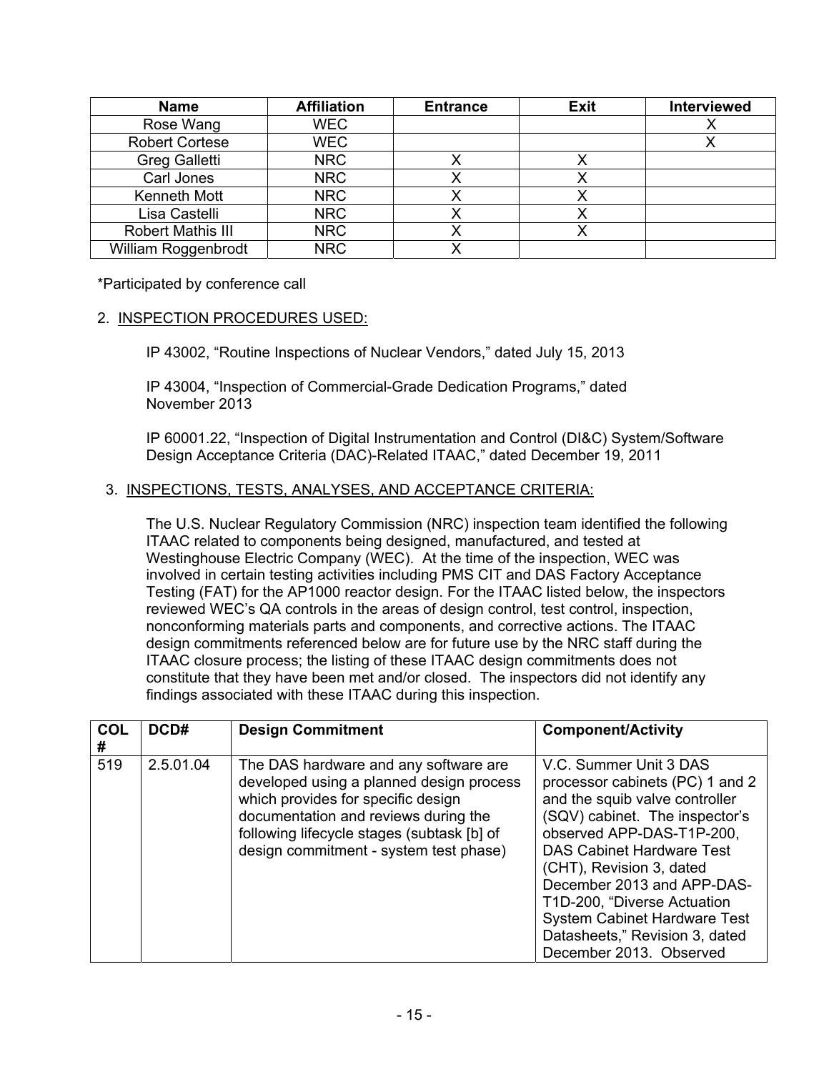| Name | Affiliation | Entrance | Exit | Interviewed |
|---|---|---|---|---|
| Rose Wang | WEC | | | X |
| Robert Cortese | WEC | | | X |
| Greg Galletti | NRC | X | X | |
| Carl Jones | NRC | X | X | |
| Kenneth Mott | NRC | X | X | |
| Lisa Castelli | NRC | X | X | |
| Robert Mathis III | NRC | X | X | |
| William Roggenbrodt | NRC | X | | |

*Participated by conference call

2. INSPECTION PROCEDURES USED:

IP 43002, "Routine Inspections of Nuclear Vendors," dated July 15, 2013

IP 43004, "Inspection of Commercial-Grade Dedication Programs," dated November 2013

IP 60001.22, "Inspection of Digital Instrumentation and Control (DI&C) System/Software Design Acceptance Criteria (DAC)-Related ITAAC," dated December 19, 2011

3. INSPECTIONS, TESTS, ANALYSES, AND ACCEPTANCE CRITERIA:

The U.S. Nuclear Regulatory Commission (NRC) inspection team identified the following ITAAC related to components being designed, manufactured, and tested at Westinghouse Electric Company (WEC). At the time of the inspection, WEC was involved in certain testing activities including PMS CIT and DAS Factory Acceptance Testing (FAT) for the AP1000 reactor design. For the ITAAC listed below, the inspectors reviewed WEC's QA controls in the areas of design control, test control, inspection, nonconforming materials parts and components, and corrective actions. The ITAAC design commitments referenced below are for future use by the NRC staff during the ITAAC closure process; the listing of these ITAAC design commitments does not constitute that they have been met and/or closed. The inspectors did not identify any findings associated with these ITAAC during this inspection.

| COL # | DCD# | Design Commitment | Component/Activity |
|---|---|---|---|
| 519 | 2.5.01.04 | The DAS hardware and any software are developed using a planned design process which provides for specific design documentation and reviews during the following lifecycle stages (subtask [b] of design commitment - system test phase) | V.C. Summer Unit 3 DAS processor cabinets (PC) 1 and 2 and the squib valve controller (SQV) cabinet. The inspector's observed APP-DAS-T1P-200, DAS Cabinet Hardware Test (CHT), Revision 3, dated December 2013 and APP-DAS-T1D-200, "Diverse Actuation System Cabinet Hardware Test Datasheets," Revision 3, dated December 2013. Observed |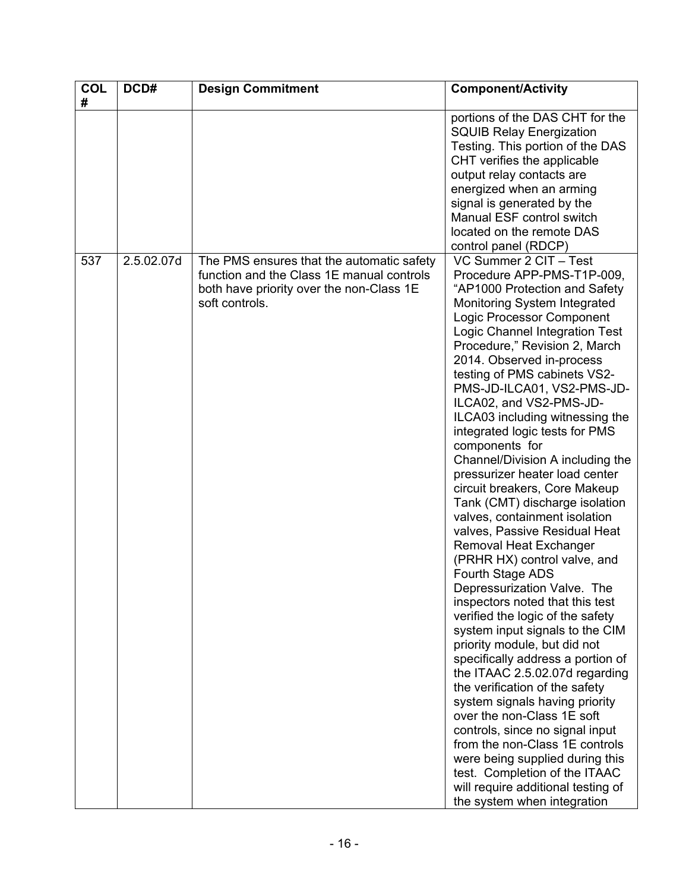| COL # | DCD# | Design Commitment | Component/Activity |
|---|---|---|---|
| | | | portions of the DAS CHT for the SQUIB Relay Energization Testing. This portion of the DAS CHT verifies the applicable output relay contacts are energized when an arming signal is generated by the Manual ESF control switch located on the remote DAS control panel (RDCP) |
| 537 | 2.5.02.07d | The PMS ensures that the automatic safety function and the Class 1E manual controls both have priority over the non-Class 1E soft controls. | VC Summer 2 CIT – Test Procedure APP-PMS-T1P-009, "AP1000 Protection and Safety Monitoring System Integrated Logic Processor Component Logic Channel Integration Test Procedure," Revision 2, March 2014. Observed in-process testing of PMS cabinets VS2-PMS-JD-ILCA01, VS2-PMS-JD-ILCA02, and VS2-PMS-JD-ILCA03 including witnessing the integrated logic tests for PMS components for Channel/Division A including the pressurizer heater load center circuit breakers, Core Makeup Tank (CMT) discharge isolation valves, containment isolation valves, Passive Residual Heat Removal Heat Exchanger (PRHR HX) control valve, and Fourth Stage ADS Depressurization Valve. The inspectors noted that this test verified the logic of the safety system input signals to the CIM priority module, but did not specifically address a portion of the ITAAC 2.5.02.07d regarding the verification of the safety system signals having priority over the non-Class 1E soft controls, since no signal input from the non-Class 1E controls were being supplied during this test. Completion of the ITAAC will require additional testing of the system when integration |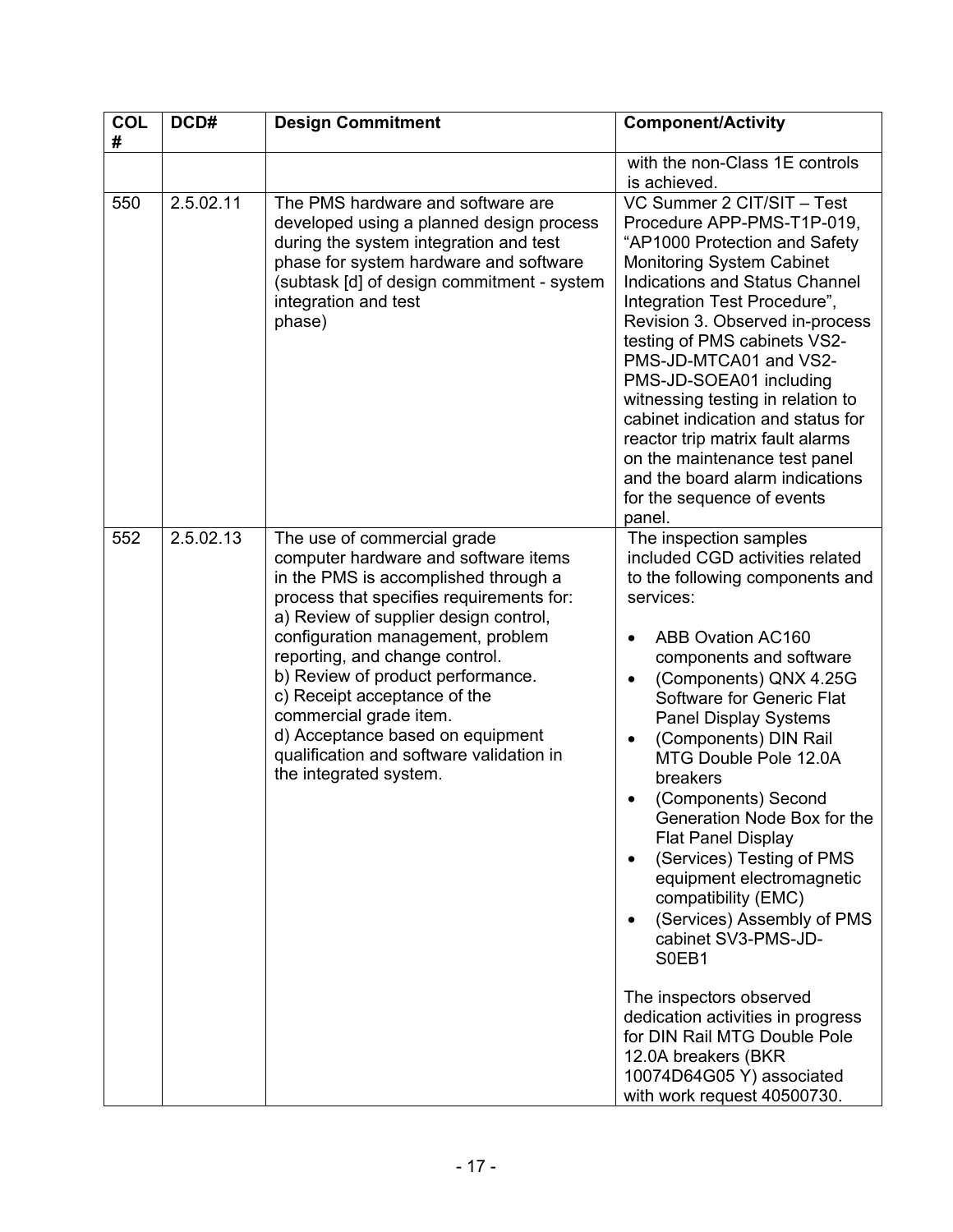| COL # | DCD# | Design Commitment | Component/Activity |
|---|---|---|---|
| | | | with the non-Class 1E controls is achieved. |
| 550 | 2.5.02.11 | The PMS hardware and software are developed using a planned design process during the system integration and test phase for system hardware and software (subtask [d] of design commitment - system integration and test phase) | VC Summer 2 CIT/SIT – Test Procedure APP-PMS-T1P-019, "AP1000 Protection and Safety Monitoring System Cabinet Indications and Status Channel Integration Test Procedure", Revision 3. Observed in-process testing of PMS cabinets VS2-PMS-JD-MTCA01 and VS2-PMS-JD-SOEA01 including witnessing testing in relation to cabinet indication and status for reactor trip matrix fault alarms on the maintenance test panel and the board alarm indications for the sequence of events panel. |
| 552 | 2.5.02.13 | The use of commercial grade computer hardware and software items in the PMS is accomplished through a process that specifies requirements for:<br>a) Review of supplier design control, configuration management, problem reporting, and change control.<br>b) Review of product performance.<br>c) Receipt acceptance of the commercial grade item.<br>d) Acceptance based on equipment qualification and software validation in the integrated system. | The inspection samples included CGD activities related to the following components and services:<br><br>• ABB Ovation AC160 components and software<br>• (Components) QNX 4.25G Software for Generic Flat Panel Display Systems<br>• (Components) DIN Rail MTG Double Pole 12.0A breakers<br>• (Components) Second Generation Node Box for the Flat Panel Display<br>• (Services) Testing of PMS equipment electromagnetic compatibility (EMC)<br>• (Services) Assembly of PMS cabinet SV3-PMS-JD-S0EB1<br><br>The inspectors observed dedication activities in progress for DIN Rail MTG Double Pole 12.0A breakers (BKR 10074D64G05 Y) associated with work request 40500730. |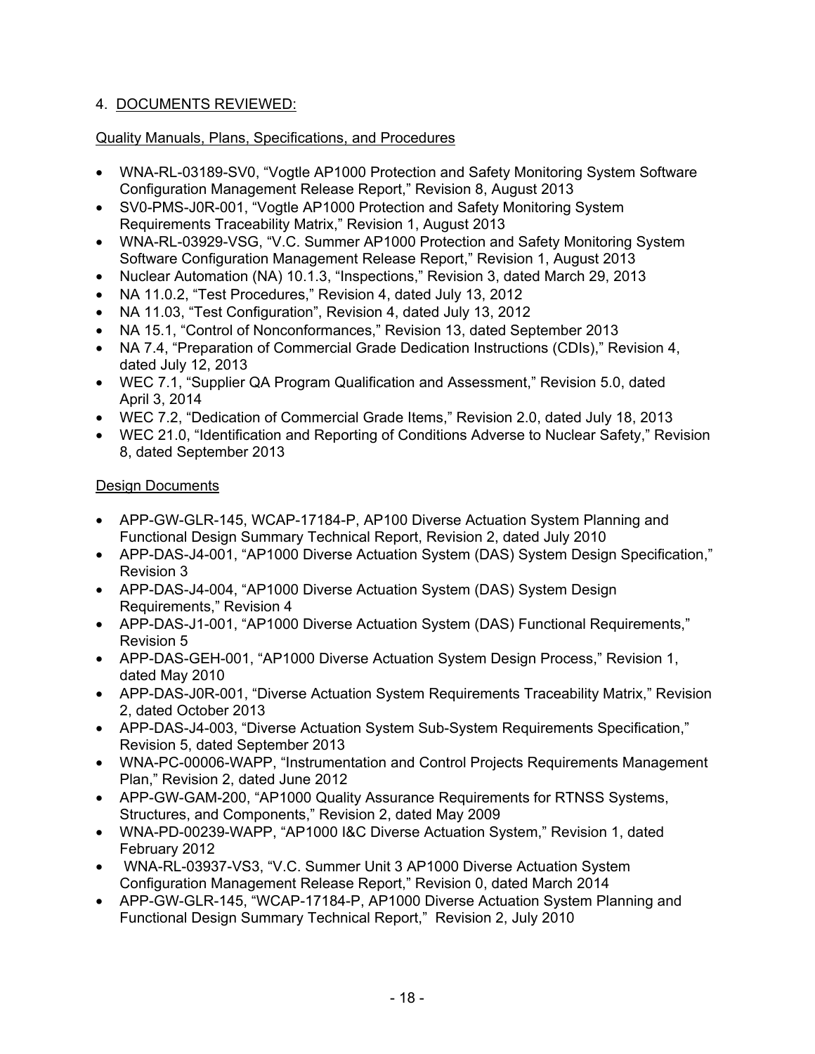## 4. DOCUMENTS REVIEWED:

### Quality Manuals, Plans, Specifications, and Procedures

- WNA-RL-03189-SV0, "Vogtle AP1000 Protection and Safety Monitoring System Software Configuration Management Release Report," Revision 8, August 2013
- SV0-PMS-J0R-001, "Vogtle AP1000 Protection and Safety Monitoring System Requirements Traceability Matrix," Revision 1, August 2013
- WNA-RL-03929-VSG, "V.C. Summer AP1000 Protection and Safety Monitoring System Software Configuration Management Release Report," Revision 1, August 2013
- Nuclear Automation (NA) 10.1.3, "Inspections," Revision 3, dated March 29, 2013
- NA 11.0.2, "Test Procedures," Revision 4, dated July 13, 2012
- NA 11.03, "Test Configuration", Revision 4, dated July 13, 2012
- NA 15.1, "Control of Nonconformances," Revision 13, dated September 2013
- NA 7.4, "Preparation of Commercial Grade Dedication Instructions (CDIs)," Revision 4, dated July 12, 2013
- WEC 7.1, "Supplier QA Program Qualification and Assessment," Revision 5.0, dated April 3, 2014
- WEC 7.2, "Dedication of Commercial Grade Items," Revision 2.0, dated July 18, 2013
- WEC 21.0, "Identification and Reporting of Conditions Adverse to Nuclear Safety," Revision 8, dated September 2013

### Design Documents

- APP-GW-GLR-145, WCAP-17184-P, AP100 Diverse Actuation System Planning and Functional Design Summary Technical Report, Revision 2, dated July 2010
- APP-DAS-J4-001, "AP1000 Diverse Actuation System (DAS) System Design Specification," Revision 3
- APP-DAS-J4-004, "AP1000 Diverse Actuation System (DAS) System Design Requirements," Revision 4
- APP-DAS-J1-001, "AP1000 Diverse Actuation System (DAS) Functional Requirements," Revision 5
- APP-DAS-GEH-001, "AP1000 Diverse Actuation System Design Process," Revision 1, dated May 2010
- APP-DAS-J0R-001, "Diverse Actuation System Requirements Traceability Matrix," Revision 2, dated October 2013
- APP-DAS-J4-003, "Diverse Actuation System Sub-System Requirements Specification," Revision 5, dated September 2013
- WNA-PC-00006-WAPP, "Instrumentation and Control Projects Requirements Management Plan," Revision 2, dated June 2012
- APP-GW-GAM-200, "AP1000 Quality Assurance Requirements for RTNSS Systems, Structures, and Components," Revision 2, dated May 2009
- WNA-PD-00239-WAPP, "AP1000 I&C Diverse Actuation System," Revision 1, dated February 2012
- WNA-RL-03937-VS3, "V.C. Summer Unit 3 AP1000 Diverse Actuation System Configuration Management Release Report," Revision 0, dated March 2014
- APP-GW-GLR-145, "WCAP-17184-P, AP1000 Diverse Actuation System Planning and Functional Design Summary Technical Report," Revision 2, July 2010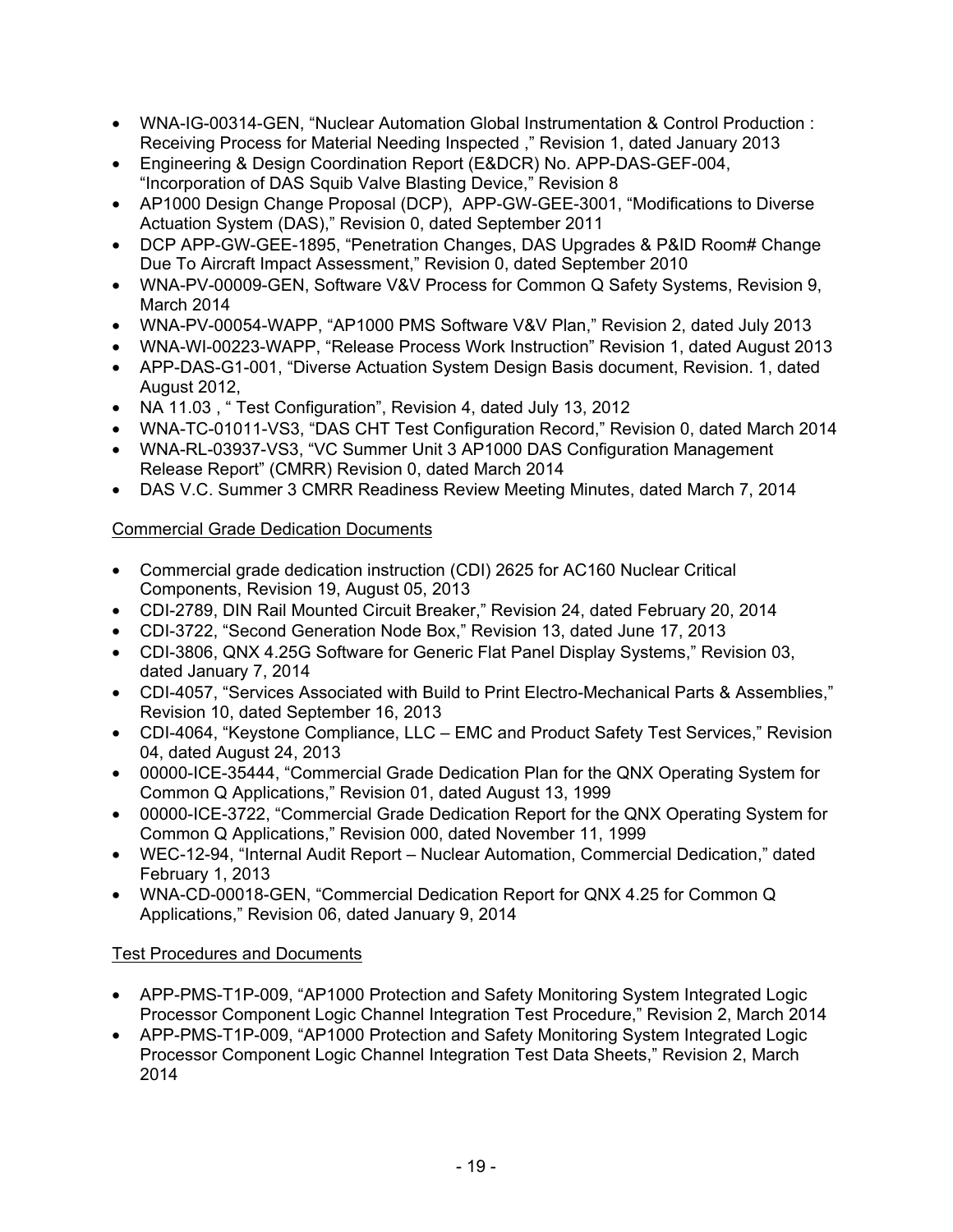- WNA-IG-00314-GEN, "Nuclear Automation Global Instrumentation & Control Production : Receiving Process for Material Needing Inspected ," Revision 1, dated January 2013
- Engineering & Design Coordination Report (E&DCR) No. APP-DAS-GEF-004, "Incorporation of DAS Squib Valve Blasting Device," Revision 8
- AP1000 Design Change Proposal (DCP), APP-GW-GEE-3001, "Modifications to Diverse Actuation System (DAS)," Revision 0, dated September 2011
- DCP APP-GW-GEE-1895, "Penetration Changes, DAS Upgrades & P&ID Room# Change Due To Aircraft Impact Assessment," Revision 0, dated September 2010
- WNA-PV-00009-GEN, Software V&V Process for Common Q Safety Systems, Revision 9, March 2014
- WNA-PV-00054-WAPP, "AP1000 PMS Software V&V Plan," Revision 2, dated July 2013
- WNA-WI-00223-WAPP, "Release Process Work Instruction" Revision 1, dated August 2013
- APP-DAS-G1-001, "Diverse Actuation System Design Basis document, Revision. 1, dated August 2012,
- NA 11.03 , " Test Configuration", Revision 4, dated July 13, 2012
- WNA-TC-01011-VS3, "DAS CHT Test Configuration Record," Revision 0, dated March 2014
- WNA-RL-03937-VS3, "VC Summer Unit 3 AP1000 DAS Configuration Management Release Report" (CMRR) Revision 0, dated March 2014
- DAS V.C. Summer 3 CMRR Readiness Review Meeting Minutes, dated March 7, 2014

Commercial Grade Dedication Documents

- Commercial grade dedication instruction (CDI) 2625 for AC160 Nuclear Critical Components, Revision 19, August 05, 2013
- CDI-2789, DIN Rail Mounted Circuit Breaker," Revision 24, dated February 20, 2014
- CDI-3722, "Second Generation Node Box," Revision 13, dated June 17, 2013
- CDI-3806, QNX 4.25G Software for Generic Flat Panel Display Systems," Revision 03, dated January 7, 2014
- CDI-4057, "Services Associated with Build to Print Electro-Mechanical Parts & Assemblies," Revision 10, dated September 16, 2013
- CDI-4064, "Keystone Compliance, LLC – EMC and Product Safety Test Services," Revision 04, dated August 24, 2013
- 00000-ICE-35444, "Commercial Grade Dedication Plan for the QNX Operating System for Common Q Applications," Revision 01, dated August 13, 1999
- 00000-ICE-3722, "Commercial Grade Dedication Report for the QNX Operating System for Common Q Applications," Revision 000, dated November 11, 1999
- WEC-12-94, "Internal Audit Report – Nuclear Automation, Commercial Dedication," dated February 1, 2013
- WNA-CD-00018-GEN, "Commercial Dedication Report for QNX 4.25 for Common Q Applications," Revision 06, dated January 9, 2014

Test Procedures and Documents

- APP-PMS-T1P-009, "AP1000 Protection and Safety Monitoring System Integrated Logic Processor Component Logic Channel Integration Test Procedure," Revision 2, March 2014
- APP-PMS-T1P-009, "AP1000 Protection and Safety Monitoring System Integrated Logic Processor Component Logic Channel Integration Test Data Sheets," Revision 2, March 2014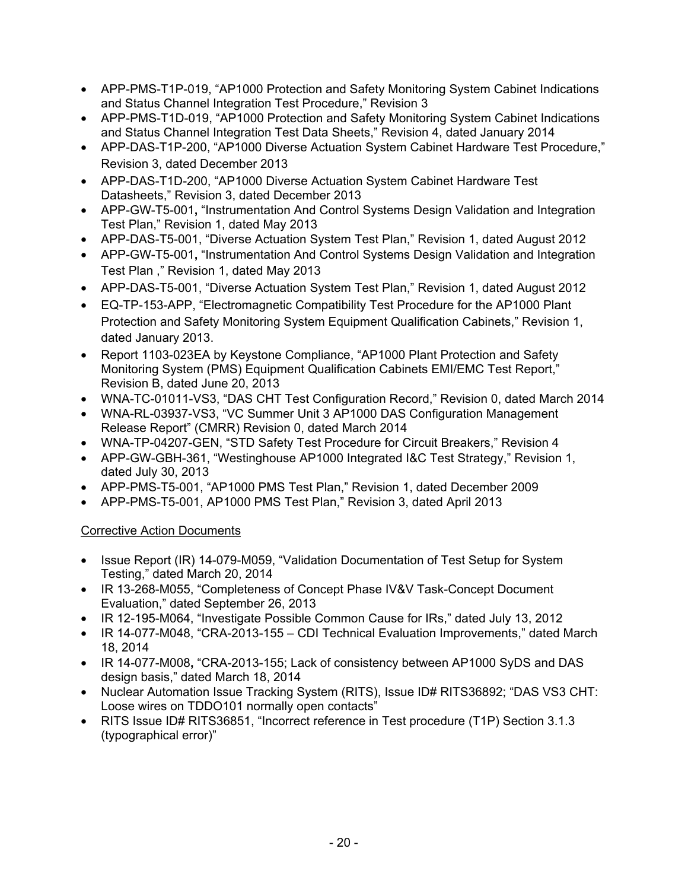- APP-PMS-T1P-019, "AP1000 Protection and Safety Monitoring System Cabinet Indications and Status Channel Integration Test Procedure," Revision 3
- APP-PMS-T1D-019, "AP1000 Protection and Safety Monitoring System Cabinet Indications and Status Channel Integration Test Data Sheets," Revision 4, dated January 2014
- APP-DAS-T1P-200, "AP1000 Diverse Actuation System Cabinet Hardware Test Procedure," Revision 3, dated December 2013
- APP-DAS-T1D-200, "AP1000 Diverse Actuation System Cabinet Hardware Test Datasheets," Revision 3, dated December 2013
- APP-GW-T5-001, "Instrumentation And Control Systems Design Validation and Integration Test Plan," Revision 1, dated May 2013
- APP-DAS-T5-001, "Diverse Actuation System Test Plan," Revision 1, dated August 2012
- APP-GW-T5-001, "Instrumentation And Control Systems Design Validation and Integration Test Plan ," Revision 1, dated May 2013
- APP-DAS-T5-001, "Diverse Actuation System Test Plan," Revision 1, dated August 2012
- EQ-TP-153-APP, "Electromagnetic Compatibility Test Procedure for the AP1000 Plant Protection and Safety Monitoring System Equipment Qualification Cabinets," Revision 1, dated January 2013.
- Report 1103-023EA by Keystone Compliance, "AP1000 Plant Protection and Safety Monitoring System (PMS) Equipment Qualification Cabinets EMI/EMC Test Report," Revision B, dated June 20, 2013
- WNA-TC-01011-VS3, "DAS CHT Test Configuration Record," Revision 0, dated March 2014
- WNA-RL-03937-VS3, "VC Summer Unit 3 AP1000 DAS Configuration Management Release Report" (CMRR) Revision 0, dated March 2014
- WNA-TP-04207-GEN, "STD Safety Test Procedure for Circuit Breakers," Revision 4
- APP-GW-GBH-361, "Westinghouse AP1000 Integrated I&C Test Strategy," Revision 1, dated July 30, 2013
- APP-PMS-T5-001, "AP1000 PMS Test Plan," Revision 1, dated December 2009
- APP-PMS-T5-001, AP1000 PMS Test Plan," Revision 3, dated April 2013

Corrective Action Documents

- Issue Report (IR) 14-079-M059, "Validation Documentation of Test Setup for System Testing," dated March 20, 2014
- IR 13-268-M055, "Completeness of Concept Phase IV&V Task-Concept Document Evaluation," dated September 26, 2013
- IR 12-195-M064, "Investigate Possible Common Cause for IRs," dated July 13, 2012
- IR 14-077-M048, "CRA-2013-155 – CDI Technical Evaluation Improvements," dated March 18, 2014
- IR 14-077-M008, "CRA-2013-155; Lack of consistency between AP1000 SyDS and DAS design basis," dated March 18, 2014
- Nuclear Automation Issue Tracking System (RITS), Issue ID# RITS36892; "DAS VS3 CHT: Loose wires on TDDO101 normally open contacts"
- RITS Issue ID# RITS36851, "Incorrect reference in Test procedure (T1P) Section 3.1.3 (typographical error)"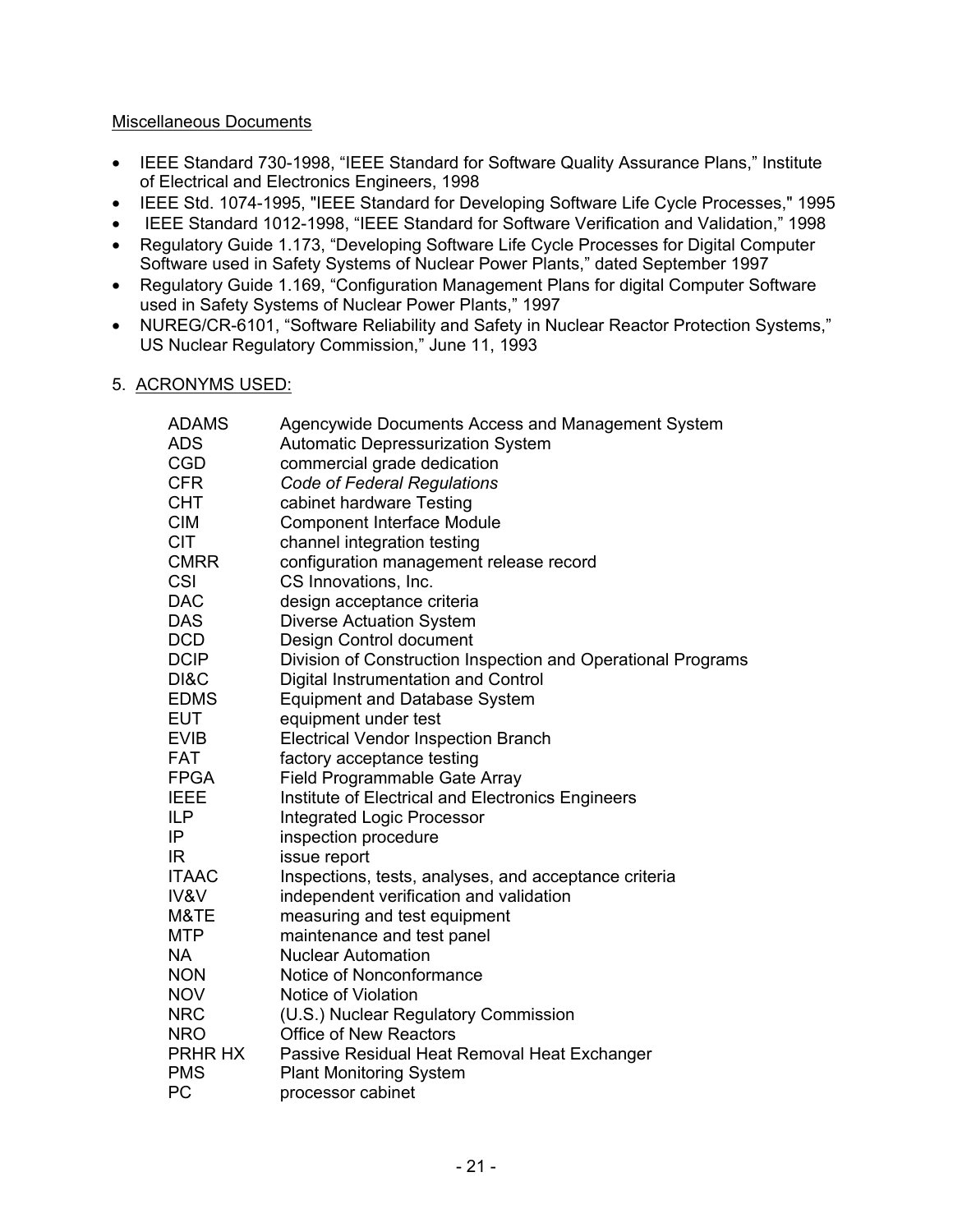Miscellaneous Documents

- IEEE Standard 730-1998, “IEEE Standard for Software Quality Assurance Plans,” Institute of Electrical and Electronics Engineers, 1998
- IEEE Std. 1074-1995, "IEEE Standard for Developing Software Life Cycle Processes," 1995
- IEEE Standard 1012-1998, “IEEE Standard for Software Verification and Validation,” 1998
- Regulatory Guide 1.173, “Developing Software Life Cycle Processes for Digital Computer Software used in Safety Systems of Nuclear Power Plants,” dated September 1997
- Regulatory Guide 1.169, “Configuration Management Plans for digital Computer Software used in Safety Systems of Nuclear Power Plants,” 1997
- NUREG/CR-6101, “Software Reliability and Safety in Nuclear Reactor Protection Systems,” US Nuclear Regulatory Commission,” June 11, 1993

5. ACRONYMS USED:

| | |
|---|---|
| ADAMS | Agencywide Documents Access and Management System |
| ADS | Automatic Depressurization System |
| CGD | commercial grade dedication |
| CFR | *Code of Federal Regulations* |
| CHT | cabinet hardware Testing |
| CIM | Component Interface Module |
| CIT | channel integration testing |
| CMRR | configuration management release record |
| CSI | CS Innovations, Inc. |
| DAC | design acceptance criteria |
| DAS | Diverse Actuation System |
| DCD | Design Control document |
| DCIP | Division of Construction Inspection and Operational Programs |
| DI&C | Digital Instrumentation and Control |
| EDMS | Equipment and Database System |
| EUT | equipment under test |
| EVIB | Electrical Vendor Inspection Branch |
| FAT | factory acceptance testing |
| FPGA | Field Programmable Gate Array |
| IEEE | Institute of Electrical and Electronics Engineers |
| ILP | Integrated Logic Processor |
| IP | inspection procedure |
| IR | issue report |
| ITAAC | Inspections, tests, analyses, and acceptance criteria |
| IV&V | independent verification and validation |
| M&TE | measuring and test equipment |
| MTP | maintenance and test panel |
| NA | Nuclear Automation |
| NON | Notice of Nonconformance |
| NOV | Notice of Violation |
| NRC | (U.S.) Nuclear Regulatory Commission |
| NRO | Office of New Reactors |
| PRHR HX | Passive Residual Heat Removal Heat Exchanger |
| PMS | Plant Monitoring System |
| PC | processor cabinet |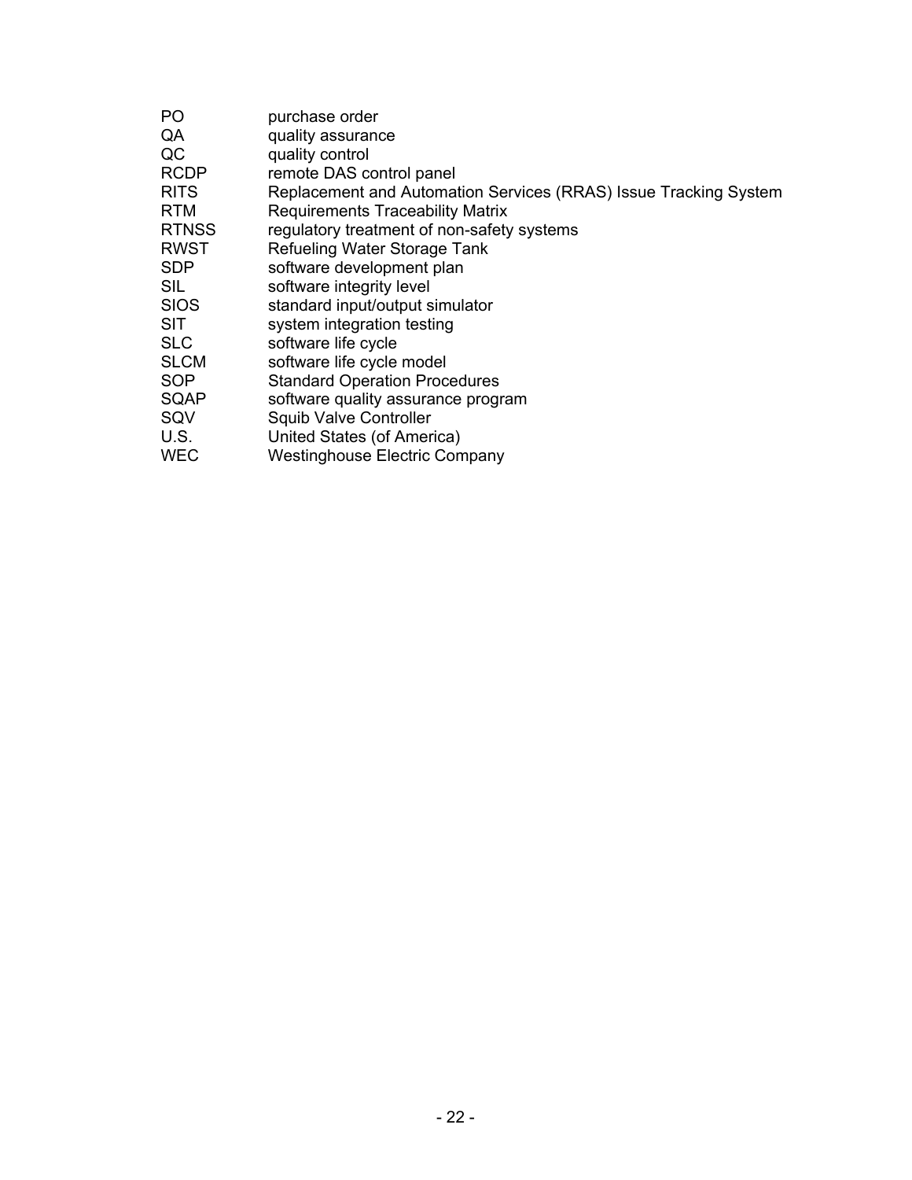| | |
|---|---|
| PO | purchase order |
| QA | quality assurance |
| QC | quality control |
| RCDP | remote DAS control panel |
| RITS | Replacement and Automation Services (RRAS) Issue Tracking System |
| RTM | Requirements Traceability Matrix |
| RTNSS | regulatory treatment of non-safety systems |
| RWST | Refueling Water Storage Tank |
| SDP | software development plan |
| SIL | software integrity level |
| SIOS | standard input/output simulator |
| SIT | system integration testing |
| SLC | software life cycle |
| SLCM | software life cycle model |
| SOP | Standard Operation Procedures |
| SQAP | software quality assurance program |
| SQV | Squib Valve Controller |
| U.S. | United States (of America) |
| WEC | Westinghouse Electric Company |